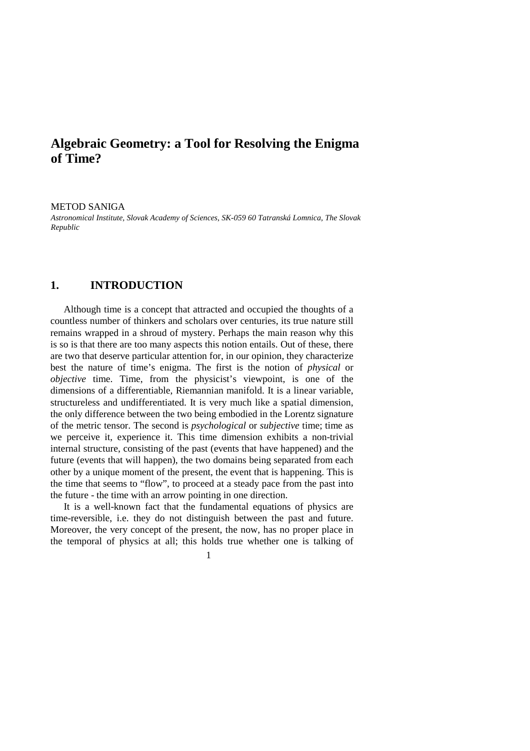# Algebraic Geometry: a Tool for Resolving the Enigma of Time?

METOD SANIGA

*Astronomical Institute, Slovak Academy of Sciences, SK-059 60 Tatranská Lomnica, The Slovak Republic*

## 1. INTRODUCTION

Although time is a concept that attracted and occupied the thoughts of a countless number of thinkers and scholars over centuries, its true nature still remains wrapped in a shroud of mystery. Perhaps the main reason why this is so is that there are too many aspects this notion entails. Out of these, there are two that deserve particular attention for, in our opinion, they characterize best the nature of time's enigma. The first is the notion of *physical* or *objective* time. Time, from the physicist's viewpoint, is one of the dimensions of a differentiable, Riemannian manifold. It is a linear variable, structureless and undifferentiated. It is very much like a spatial dimension, the only difference between the two being embodied in the Lorentz signature of the metric tensor. The second is *psychological* or *subjective* time; time as we perceive it, experience it. This time dimension exhibits a non-trivial internal structure, consisting of the past (events that have happened) and the future (events that will happen), the two domains being separated from each other by a unique moment of the present, the event that is happening. This is the time that seems to "flow", to proceed at a steady pace from the past into the future - the time with an arrow pointing in one direction.

It is a well-known fact that the fundamental equations of physics are time-reversible, i.e. they do not distinguish between the past and future. Moreover, the very concept of the present, the now, has no proper place in the temporal of physics at all; this holds true whether one is talking of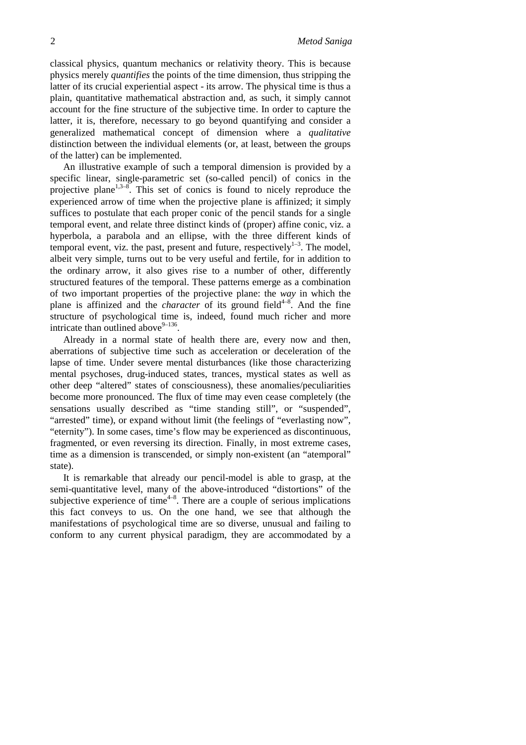classical physics, quantum mechanics or relativity theory. This is because physics merely *quantifies* the points of the time dimension, thus stripping the latter of its crucial experiential aspect - its arrow. The physical time is thus a plain, quantitative mathematical abstraction and, as such, it simply cannot account for the fine structure of the subjective time. In order to capture the latter, it is, therefore, necessary to go beyond quantifying and consider a generalized mathematical concept of dimension where a *qualitative* distinction between the individual elements (or, at least, between the groups of the latter) can be implemented.

An illustrative example of such a temporal dimension is provided by a specific linear, single-parametric set (so-called pencil) of conics in the projective plane[1,3–8]. This set of conics is found to nicely reproduce the experienced arrow of time when the projective plane is affinized; it simply suffices to postulate that each proper conic of the pencil stands for a single temporal event, and relate three distinct kinds of (proper) affine conic, viz. a hyperbola, a parabola and an ellipse, with the three different kinds of temporal event, viz. the past, present and future, respectively[1–3]. The model, albeit very simple, turns out to be very useful and fertile, for in addition to the ordinary arrow, it also gives rise to a number of other, differently structured features of the temporal. These patterns emerge as a combination of two important properties of the projective plane: the *way* in which the plane is affinized and the *character* of its ground field[4–8]. And the fine structure of psychological time is, indeed, found much richer and more intricate than outlined above[9–136].

Already in a normal state of health there are, every now and then, aberrations of subjective time such as acceleration or deceleration of the lapse of time. Under severe mental disturbances (like those characterizing mental psychoses, drug-induced states, trances, mystical states as well as other deep "altered" states of consciousness), these anomalies/peculiarities become more pronounced. The flux of time may even cease completely (the sensations usually described as "time standing still", or "suspended", "arrested" time), or expand without limit (the feelings of "everlasting now", "eternity"). In some cases, time's flow may be experienced as discontinuous, fragmented, or even reversing its direction. Finally, in most extreme cases, time as a dimension is transcended, or simply non-existent (an "atemporal" state).

It is remarkable that already our pencil-model is able to grasp, at the semi-quantitative level, many of the above-introduced "distortions" of the subjective experience of time[4–8]. There are a couple of serious implications this fact conveys to us. On the one hand, we see that although the manifestations of psychological time are so diverse, unusual and failing to conform to any current physical paradigm, they are accommodated by a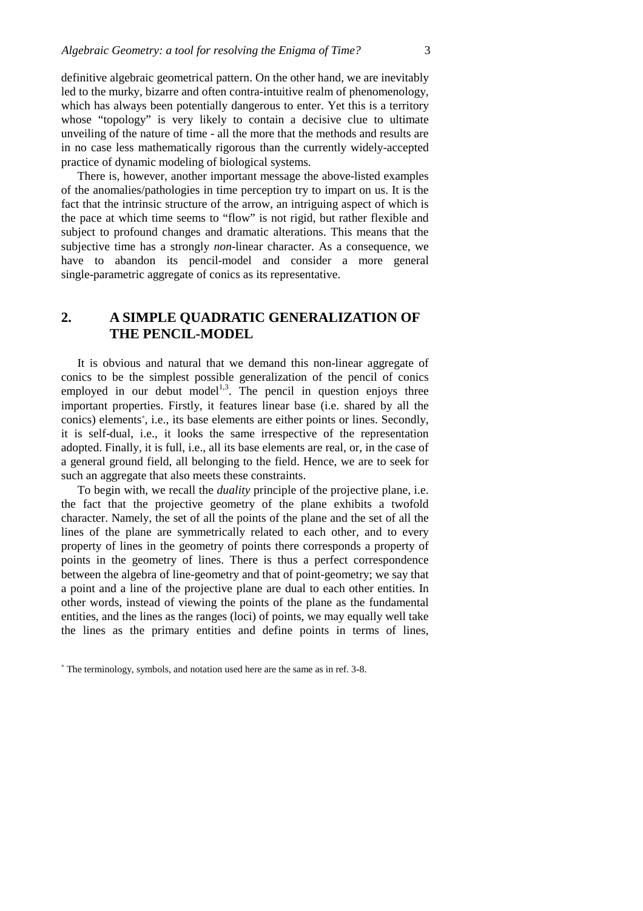definitive algebraic geometrical pattern. On the other hand, we are inevitably led to the murky, bizarre and often contra-intuitive realm of phenomenology, which has always been potentially dangerous to enter. Yet this is a territory whose "topology" is very likely to contain a decisive clue to ultimate unveiling of the nature of time - all the more that the methods and results are in no case less mathematically rigorous than the currently widely-accepted practice of dynamic modeling of biological systems.

There is, however, another important message the above-listed examples of the anomalies/pathologies in time perception try to impart on us. It is the fact that the intrinsic structure of the arrow, an intriguing aspect of which is the pace at which time seems to "flow" is not rigid, but rather flexible and subject to profound changes and dramatic alterations. This means that the subjective time has a strongly *non*-linear character. As a consequence, we have to abandon its pencil-model and consider a more general single-parametric aggregate of conics as its representative.

## 2. A SIMPLE QUADRATIC GENERALIZATION OF THE PENCIL-MODEL

It is obvious and natural that we demand this non-linear aggregate of conics to be the simplest possible generalization of the pencil of conics employed in our debut model[1,3]. The pencil in question enjoys three important properties. Firstly, it features linear base (i.e. shared by all the conics) elements[*], i.e., its base elements are either points or lines. Secondly, it is self-dual, i.e., it looks the same irrespective of the representation adopted. Finally, it is full, i.e., all its base elements are real, or, in the case of a general ground field, all belonging to the field. Hence, we are to seek for such an aggregate that also meets these constraints.

To begin with, we recall the *duality* principle of the projective plane, i.e. the fact that the projective geometry of the plane exhibits a twofold character. Namely, the set of all the points of the plane and the set of all the lines of the plane are symmetrically related to each other, and to every property of lines in the geometry of points there corresponds a property of points in the geometry of lines. There is thus a perfect correspondence between the algebra of line-geometry and that of point-geometry; we say that a point and a line of the projective plane are dual to each other entities. In other words, instead of viewing the points of the plane as the fundamental entities, and the lines as the ranges (loci) of points, we may equally well take the lines as the primary entities and define points in terms of lines,

[*] The terminology, symbols, and notation used here are the same as in ref. 3-8.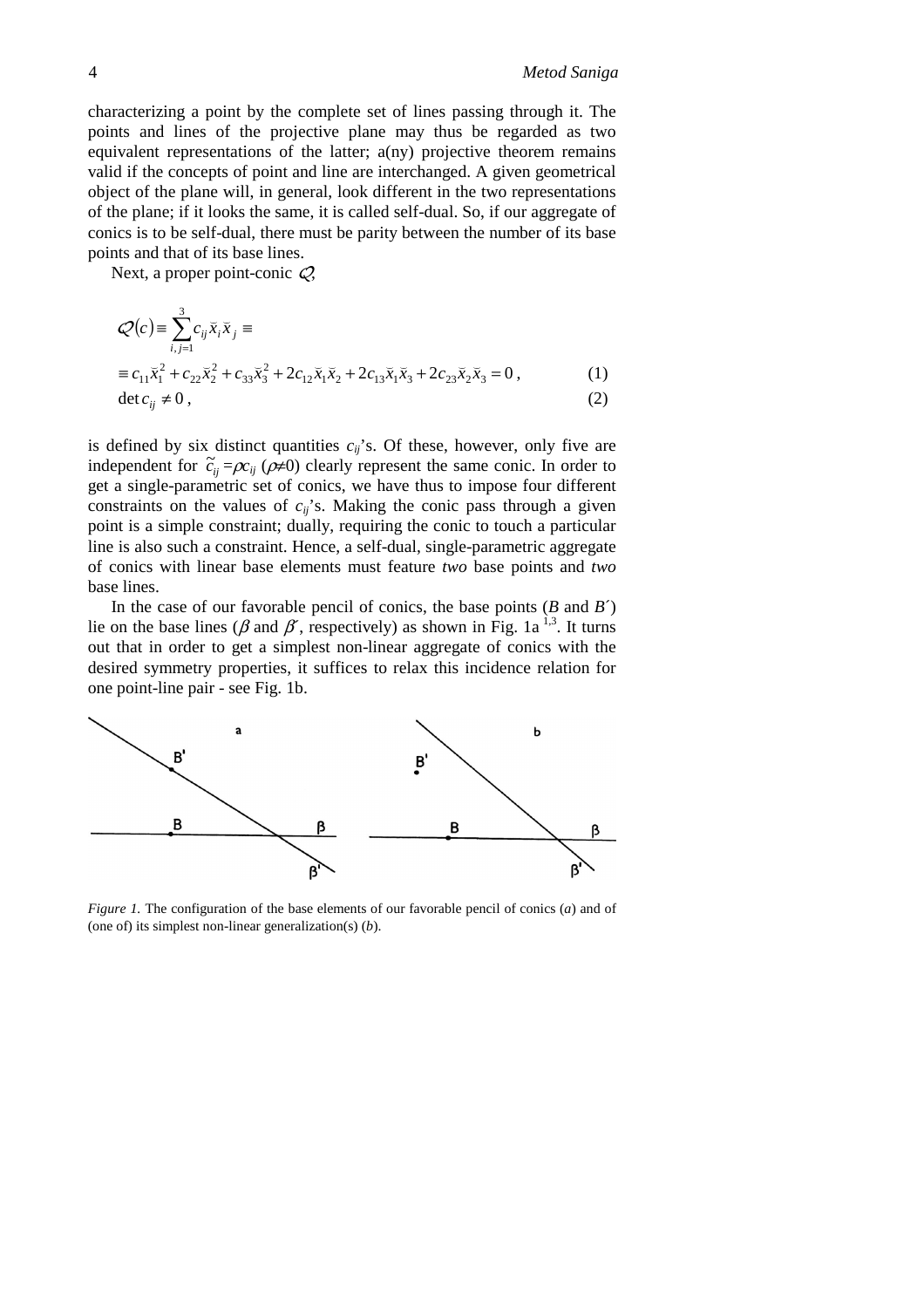characterizing a point by the complete set of lines passing through it. The points and lines of the projective plane may thus be regarded as two equivalent representations of the latter; a(ny) projective theorem remains valid if the concepts of point and line are interchanged. A given geometrical object of the plane will, in general, look different in the two representations of the plane; if it looks the same, it is called self-dual. So, if our aggregate of conics is to be self-dual, there must be parity between the number of its base points and that of its base lines.

Next, a proper point-conic $\mathcal{Q}$,

$$\mathcal{Q}(c) \equiv \sum_{i,j=1}^{3} c_{ij}\bar{x}_i\bar{x}_j \equiv$$

$$\equiv c_{11}\bar{x}_1^2 + c_{22}\bar{x}_2^2 + c_{33}\bar{x}_3^2 + 2c_{12}\bar{x}_1\bar{x}_2 + 2c_{13}\bar{x}_1\bar{x}_3 + 2c_{23}\bar{x}_2\bar{x}_3 = 0\,, \tag{1}$$

$$\det c_{ij} \neq 0\,, \tag{2}$$

is defined by six distinct quantities $c_{ij}$'s. Of these, however, only five are independent for $\tilde{c}_{ij} = \rho c_{ij}$ ($\rho \neq 0$) clearly represent the same conic. In order to get a single-parametric set of conics, we have thus to impose four different constraints on the values of $c_{ij}$'s. Making the conic pass through a given point is a simple constraint; dually, requiring the conic to touch a particular line is also such a constraint. Hence, a self-dual, single-parametric aggregate of conics with linear base elements must feature *two* base points and *two* base lines.

In the case of our favorable pencil of conics, the base points ($B$ and $B'$) lie on the base lines ($\beta$ and $\beta'$, respectively) as shown in Fig. 1a [1,3]. It turns out that in order to get a simplest non-linear aggregate of conics with the desired symmetry properties, it suffices to relax this incidence relation for one point-line pair - see Fig. 1b.

*Figure 1.* The configuration of the base elements of our favorable pencil of conics (*a*) and of (one of) its simplest non-linear generalization(s) (*b*).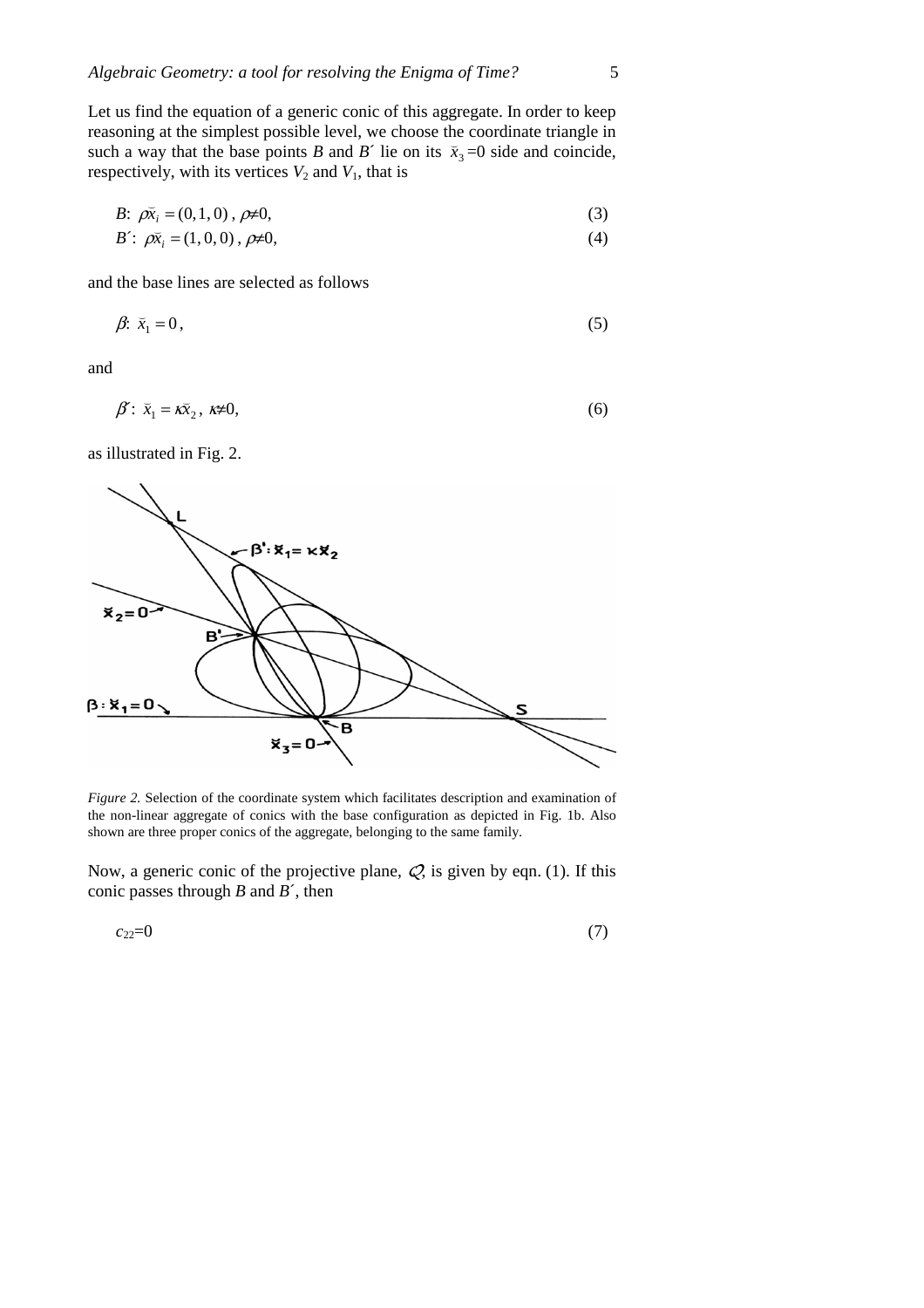Let us find the equation of a generic conic of this aggregate. In order to keep reasoning at the simplest possible level, we choose the coordinate triangle in such a way that the base points $B$ and $B'$ lie on its $\breve{x}_3 = 0$ side and coincide, respectively, with its vertices $V_2$ and $V_1$, that is

$$B\text{:}\ \rho\breve{x}_i = (0, 1, 0),\ \rho \neq 0, \tag{3}$$

$$B'\text{:}\ \rho\breve{x}_i = (1, 0, 0),\ \rho \neq 0, \tag{4}$$

and the base lines are selected as follows

$$\beta\text{:}\ \breve{x}_1 = 0, \tag{5}$$

and

$$\beta'\text{:}\ \breve{x}_1 = \kappa\breve{x}_2,\ \kappa \neq 0, \tag{6}$$

as illustrated in Fig. 2.

*Figure 2.* Selection of the coordinate system which facilitates description and examination of the non-linear aggregate of conics with the base configuration as depicted in Fig. 1b. Also shown are three proper conics of the aggregate, belonging to the same family.

Now, a generic conic of the projective plane, $\mathcal{Q}$, is given by eqn. (1). If this conic passes through $B$ and $B'$, then

$$c_{22} = 0 \tag{7}$$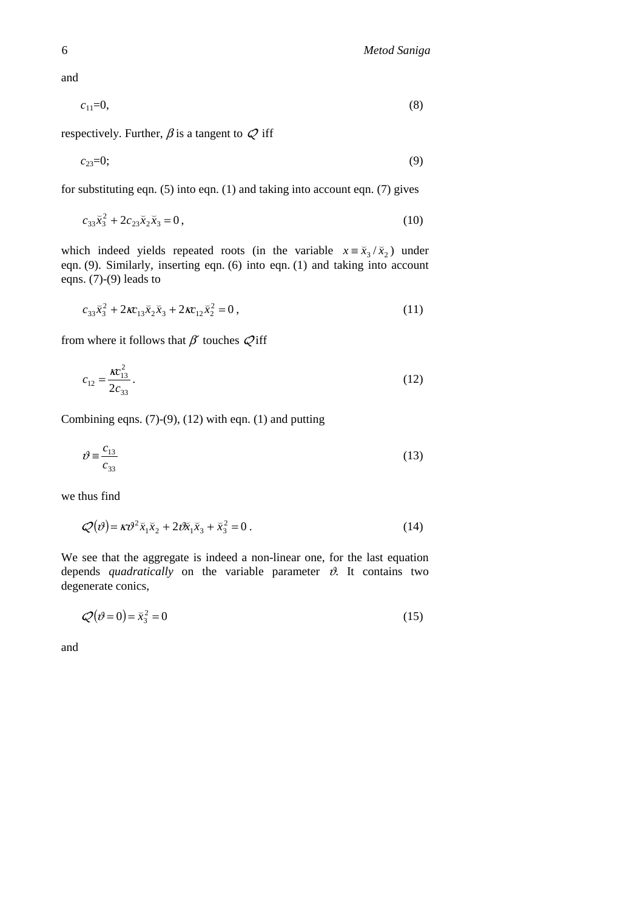and

$$c_{11}=0, \tag{8}$$

respectively. Further, $\beta$ is a tangent to $\mathcal{Q}$ iff

$$c_{23}=0; \tag{9}$$

for substituting eqn. (5) into eqn. (1) and taking into account eqn. (7) gives

$$c_{33}\breve{x}_3^2 + 2c_{23}\breve{x}_2\breve{x}_3 = 0\,, \tag{10}$$

which indeed yields repeated roots (in the variable $x \equiv \breve{x}_3/\breve{x}_2$) under eqn. (9). Similarly, inserting eqn. (6) into eqn. (1) and taking into account eqns. (7)-(9) leads to

$$c_{33}\breve{x}_3^2 + 2\kappa c_{13}\breve{x}_2\breve{x}_3 + 2\kappa c_{12}\breve{x}_2^2 = 0\,, \tag{11}$$

from where it follows that $\tilde{\beta}$ touches $\mathcal{Q}$ iff

$$c_{12} = \frac{\kappa c_{13}^2}{2c_{33}}\,. \tag{12}$$

Combining eqns. (7)-(9), (12) with eqn. (1) and putting

$$\vartheta \equiv \frac{c_{13}}{c_{33}} \tag{13}$$

we thus find

$$\mathcal{Q}(\vartheta) = \kappa\vartheta^2\breve{x}_1\breve{x}_2 + 2\vartheta\breve{x}_1\breve{x}_3 + \breve{x}_3^2 = 0\,. \tag{14}$$

We see that the aggregate is indeed a non-linear one, for the last equation depends *quadratically* on the variable parameter $\vartheta$. It contains two degenerate conics,

$$\mathcal{Q}(\vartheta = 0) = \breve{x}_3^2 = 0 \tag{15}$$

and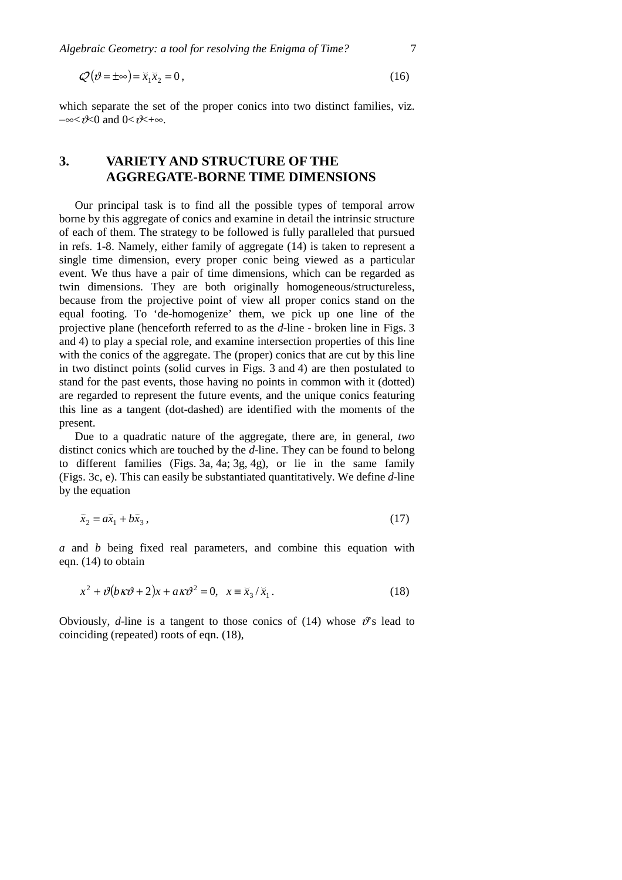$$\mathcal{Q}(\vartheta = \pm\infty) = \breve{x}_1 \breve{x}_2 = 0, \tag{16}$$

which separate the set of the proper conics into two distinct families, viz. $-\infty < \vartheta < 0$ and $0 < \vartheta < +\infty$.

## 3. VARIETY AND STRUCTURE OF THE AGGREGATE-BORNE TIME DIMENSIONS

Our principal task is to find all the possible types of temporal arrow borne by this aggregate of conics and examine in detail the intrinsic structure of each of them. The strategy to be followed is fully paralleled that pursued in refs. 1-8. Namely, either family of aggregate (14) is taken to represent a single time dimension, every proper conic being viewed as a particular event. We thus have a pair of time dimensions, which can be regarded as twin dimensions. They are both originally homogeneous/structureless, because from the projective point of view all proper conics stand on the equal footing. To 'de-homogenize' them, we pick up one line of the projective plane (henceforth referred to as the *d*-line - broken line in Figs. 3 and 4) to play a special role, and examine intersection properties of this line with the conics of the aggregate. The (proper) conics that are cut by this line in two distinct points (solid curves in Figs. 3 and 4) are then postulated to stand for the past events, those having no points in common with it (dotted) are regarded to represent the future events, and the unique conics featuring this line as a tangent (dot-dashed) are identified with the moments of the present.

Due to a quadratic nature of the aggregate, there are, in general, *two* distinct conics which are touched by the *d*-line. They can be found to belong to different families (Figs. 3a, 4a; 3g, 4g), or lie in the same family (Figs. 3c, e). This can easily be substantiated quantitatively. We define *d*-line by the equation

$$\breve{x}_2 = a\breve{x}_1 + b\breve{x}_3, \tag{17}$$

*a* and *b* being fixed real parameters, and combine this equation with eqn. (14) to obtain

$$x^2 + \vartheta(b\kappa\vartheta + 2)x + a\kappa\vartheta^2 = 0, \quad x \equiv \breve{x}_3 / \breve{x}_1. \tag{18}$$

Obviously, *d*-line is a tangent to those conics of (14) whose $\vartheta$'s lead to coinciding (repeated) roots of eqn. (18),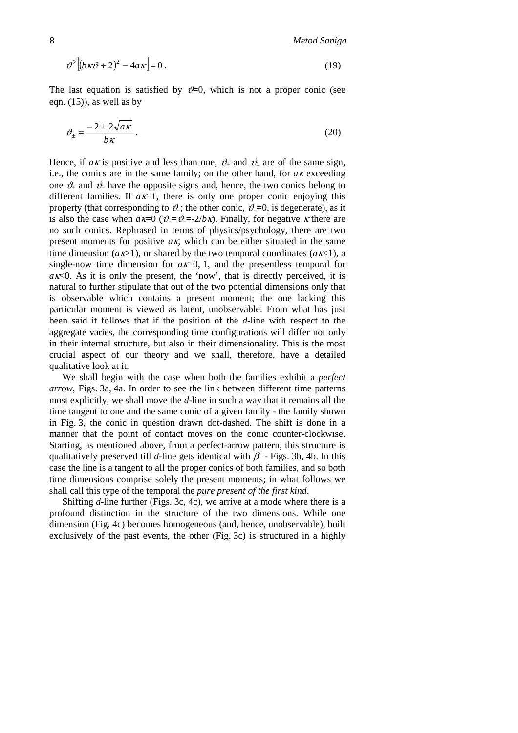$$\vartheta^2\left[(b\kappa\vartheta + 2)^2 - 4a\kappa\right] = 0\,. \tag{19}$$

The last equation is satisfied by $\vartheta$=0, which is not a proper conic (see eqn. (15)), as well as by

$$\vartheta_{\pm} = \frac{-2 \pm 2\sqrt{a\kappa}}{b\kappa}\,. \tag{20}$$

Hence, if $a\kappa$ is positive and less than one, $\vartheta_+$ and $\vartheta_-$ are of the same sign, i.e., the conics are in the same family; on the other hand, for $a\kappa$ exceeding one $\vartheta_+$ and $\vartheta_-$ have the opposite signs and, hence, the two conics belong to different families. If $a\kappa$=1, there is only one proper conic enjoying this property (that corresponding to $\vartheta_-$; the other conic, $\vartheta_+$=0, is degenerate), as it is also the case when $a\kappa$=0 ($\vartheta_+ = \vartheta_- = -2/b\kappa$). Finally, for negative $\kappa$ there are no such conics. Rephrased in terms of physics/psychology, there are two present moments for positive $a\kappa$; which can be either situated in the same time dimension ($a\kappa$>1), or shared by the two temporal coordinates ($a\kappa$<1), a single-now time dimension for $a\kappa$=0, 1, and the presentless temporal for $a\kappa$<0. As it is only the present, the 'now', that is directly perceived, it is natural to further stipulate that out of the two potential dimensions only that is observable which contains a present moment; the one lacking this particular moment is viewed as latent, unobservable. From what has just been said it follows that if the position of the *d*-line with respect to the aggregate varies, the corresponding time configurations will differ not only in their internal structure, but also in their dimensionality. This is the most crucial aspect of our theory and we shall, therefore, have a detailed qualitative look at it.

We shall begin with the case when both the families exhibit a *perfect arrow*, Figs. 3a, 4a. In order to see the link between different time patterns most explicitly, we shall move the *d*-line in such a way that it remains all the time tangent to one and the same conic of a given family - the family shown in Fig. 3, the conic in question drawn dot-dashed. The shift is done in a manner that the point of contact moves on the conic counter-clockwise. Starting, as mentioned above, from a perfect-arrow pattern, this structure is qualitatively preserved till *d*-line gets identical with $\beta'$ - Figs. 3b, 4b. In this case the line is a tangent to all the proper conics of both families, and so both time dimensions comprise solely the present moments; in what follows we shall call this type of the temporal the *pure present of the first kind*.

Shifting *d*-line further (Figs. 3c, 4c), we arrive at a mode where there is a profound distinction in the structure of the two dimensions. While one dimension (Fig. 4c) becomes homogeneous (and, hence, unobservable), built exclusively of the past events, the other (Fig. 3c) is structured in a highly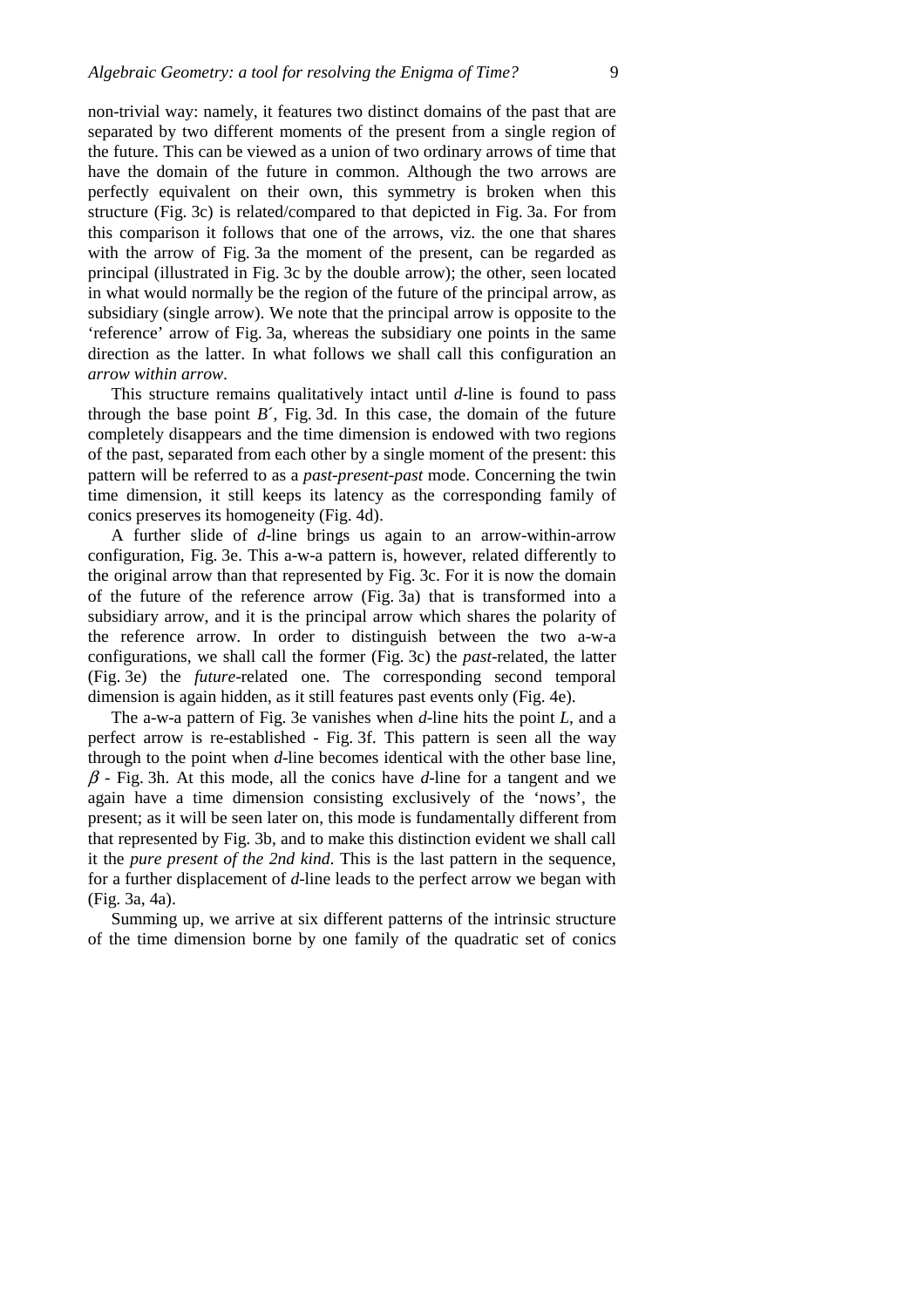non-trivial way: namely, it features two distinct domains of the past that are separated by two different moments of the present from a single region of the future. This can be viewed as a union of two ordinary arrows of time that have the domain of the future in common. Although the two arrows are perfectly equivalent on their own, this symmetry is broken when this structure (Fig. 3c) is related/compared to that depicted in Fig. 3a. For from this comparison it follows that one of the arrows, viz. the one that shares with the arrow of Fig. 3a the moment of the present, can be regarded as principal (illustrated in Fig. 3c by the double arrow); the other, seen located in what would normally be the region of the future of the principal arrow, as subsidiary (single arrow). We note that the principal arrow is opposite to the 'reference' arrow of Fig. 3a, whereas the subsidiary one points in the same direction as the latter. In what follows we shall call this configuration an *arrow within arrow*.

This structure remains qualitatively intact until *d*-line is found to pass through the base point *B´*, Fig. 3d. In this case, the domain of the future completely disappears and the time dimension is endowed with two regions of the past, separated from each other by a single moment of the present: this pattern will be referred to as a *past-present-past* mode. Concerning the twin time dimension, it still keeps its latency as the corresponding family of conics preserves its homogeneity (Fig. 4d).

A further slide of *d*-line brings us again to an arrow-within-arrow configuration, Fig. 3e. This a-w-a pattern is, however, related differently to the original arrow than that represented by Fig. 3c. For it is now the domain of the future of the reference arrow (Fig. 3a) that is transformed into a subsidiary arrow, and it is the principal arrow which shares the polarity of the reference arrow. In order to distinguish between the two a-w-a configurations, we shall call the former (Fig. 3c) the *past*-related, the latter (Fig. 3e) the *future*-related one. The corresponding second temporal dimension is again hidden, as it still features past events only (Fig. 4e).

The a-w-a pattern of Fig. 3e vanishes when *d*-line hits the point *L*, and a perfect arrow is re-established - Fig. 3f. This pattern is seen all the way through to the point when *d*-line becomes identical with the other base line, $\beta$ - Fig. 3h. At this mode, all the conics have *d*-line for a tangent and we again have a time dimension consisting exclusively of the 'nows', the present; as it will be seen later on, this mode is fundamentally different from that represented by Fig. 3b, and to make this distinction evident we shall call it the *pure present of the 2nd kind*. This is the last pattern in the sequence, for a further displacement of *d*-line leads to the perfect arrow we began with (Fig. 3a, 4a).

Summing up, we arrive at six different patterns of the intrinsic structure of the time dimension borne by one family of the quadratic set of conics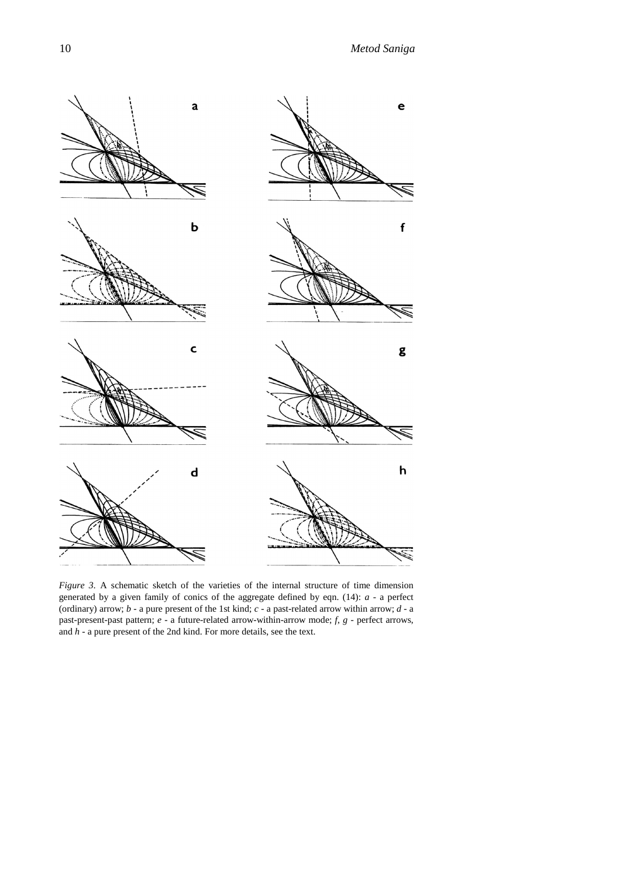*Figure 3.* A schematic sketch of the varieties of the internal structure of time dimension generated by a given family of conics of the aggregate defined by eqn. (14): *a* - a perfect (ordinary) arrow; *b* - a pure present of the 1st kind; *c* - a past-related arrow within arrow; *d* - a past-present-past pattern; *e* - a future-related arrow-within-arrow mode; *f*, *g* - perfect arrows, and *h* - a pure present of the 2nd kind. For more details, see the text.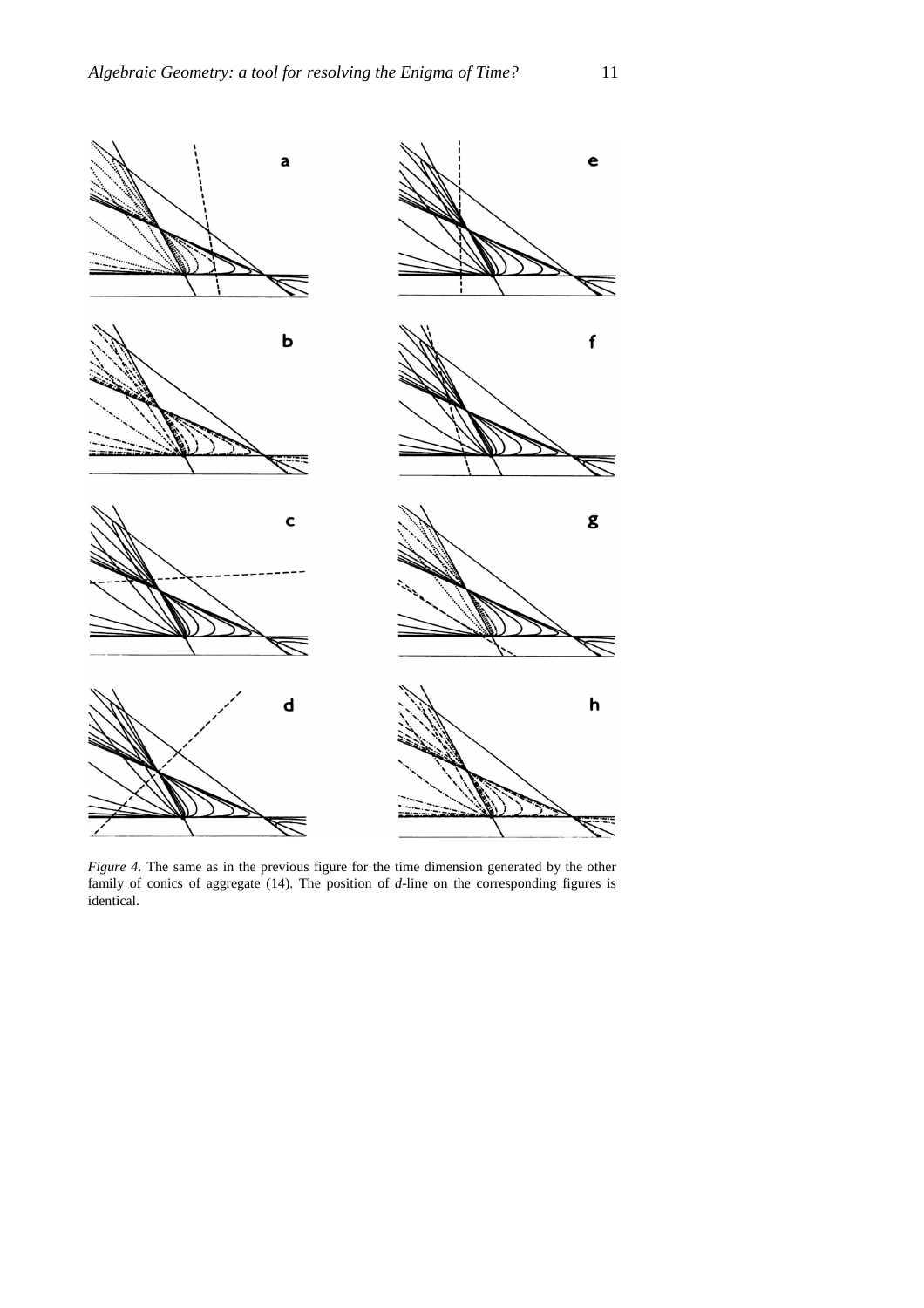*Figure 4.* The same as in the previous figure for the time dimension generated by the other family of conics of aggregate (14). The position of ***d***-line on the corresponding figures is identical.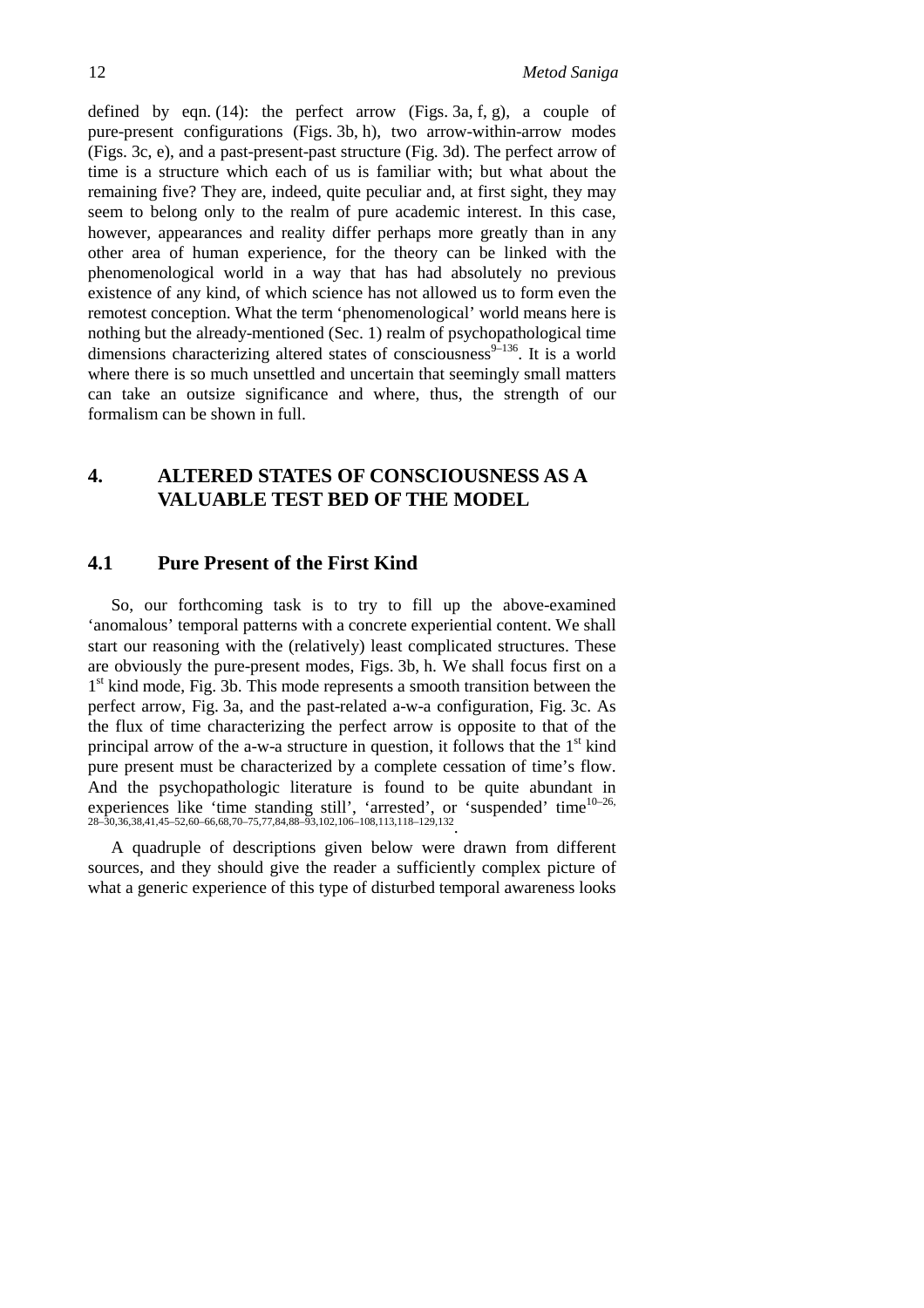defined by eqn. (14): the perfect arrow (Figs. 3a, f, g), a couple of pure-present configurations (Figs. 3b, h), two arrow-within-arrow modes (Figs. 3c, e), and a past-present-past structure (Fig. 3d). The perfect arrow of time is a structure which each of us is familiar with; but what about the remaining five? They are, indeed, quite peculiar and, at first sight, they may seem to belong only to the realm of pure academic interest. In this case, however, appearances and reality differ perhaps more greatly than in any other area of human experience, for the theory can be linked with the phenomenological world in a way that has had absolutely no previous existence of any kind, of which science has not allowed us to form even the remotest conception. What the term 'phenomenological' world means here is nothing but the already-mentioned (Sec. 1) realm of psychopathological time dimensions characterizing altered states of consciousness[9–136]. It is a world where there is so much unsettled and uncertain that seemingly small matters can take an outsize significance and where, thus, the strength of our formalism can be shown in full.

## 4. ALTERED STATES OF CONSCIOUSNESS AS A VALUABLE TEST BED OF THE MODEL

### 4.1 Pure Present of the First Kind

So, our forthcoming task is to try to fill up the above-examined 'anomalous' temporal patterns with a concrete experiential content. We shall start our reasoning with the (relatively) least complicated structures. These are obviously the pure-present modes, Figs. 3b, h. We shall focus first on a 1st kind mode, Fig. 3b. This mode represents a smooth transition between the perfect arrow, Fig. 3a, and the past-related a-w-a configuration, Fig. 3c. As the flux of time characterizing the perfect arrow is opposite to that of the principal arrow of the a-w-a structure in question, it follows that the 1st kind pure present must be characterized by a complete cessation of time's flow. And the psychopathologic literature is found to be quite abundant in experiences like 'time standing still', 'arrested', or 'suspended' time[10–26, 28–30,36,38,41,45–52,60–66,68,70–75,77,84,88–93,102,106–108,113,118–129,132].

A quadruple of descriptions given below were drawn from different sources, and they should give the reader a sufficiently complex picture of what a generic experience of this type of disturbed temporal awareness looks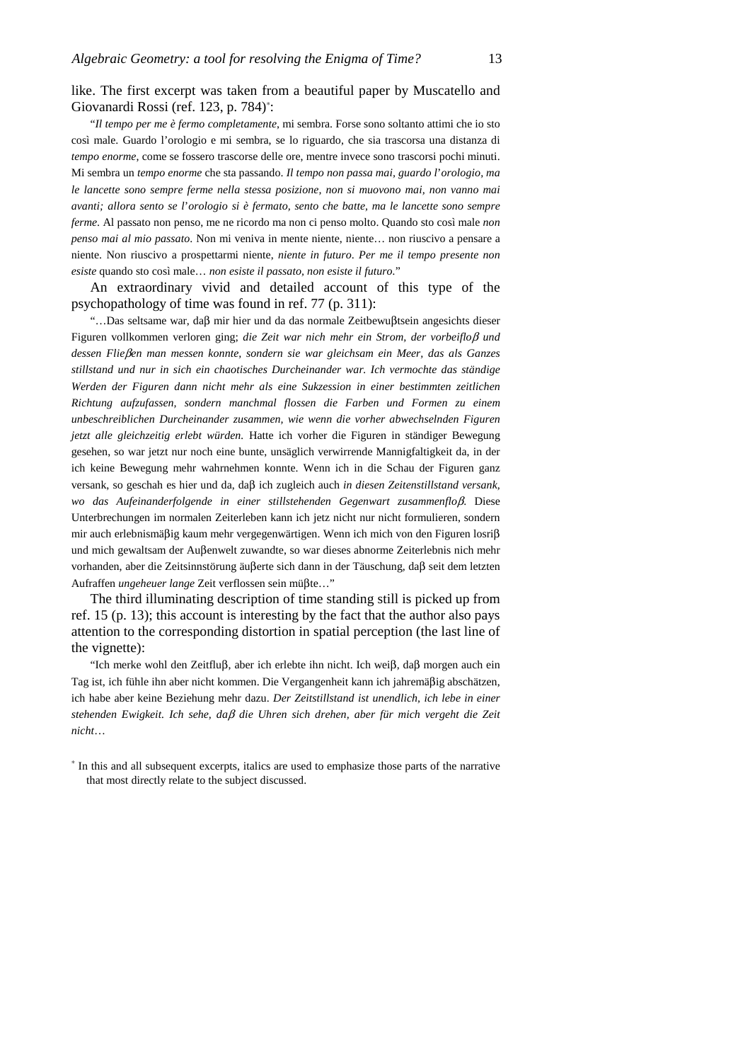like. The first excerpt was taken from a beautiful paper by Muscatello and Giovanardi Rossi (ref. 123, p. 784)*:

"*Il tempo per me è fermo completamente*, mi sembra. Forse sono soltanto attimi che io sto così male. Guardo l'orologio e mi sembra, se lo riguardo, che sia trascorsa una distanza di *tempo enorme*, come se fossero trascorse delle ore, mentre invece sono trascorsi pochi minuti. Mi sembra un *tempo enorme* che sta passando. *Il tempo non passa mai, guardo l'orologio, ma le lancette sono sempre ferme nella stessa posizione, non si muovono mai, non vanno mai avanti; allora sento se l'orologio si è fermato, sento che batte, ma le lancette sono sempre ferme*. Al passato non penso, me ne ricordo ma non ci penso molto. Quando sto così male *non penso mai al mio passato*. Non mi veniva in mente niente, niente… non riuscivo a pensare a niente. Non riuscivo a prospettarmi niente, *niente in futuro*. *Per me il tempo presente non esiste* quando sto così male… *non esiste il passato, non esiste il futuro*."

An extraordinary vivid and detailed account of this type of the psychopathology of time was found in ref. 77 (p. 311):

"…Das seltsame war, daβ mir hier und da das normale Zeitbewuβtsein angesichts dieser Figuren vollkommen verloren ging; *die Zeit war nich mehr ein Strom, der vorbeifloβ und dessen Flieβen man messen konnte, sondern sie war gleichsam ein Meer, das als Ganzes stillstand und nur in sich ein chaotisches Durcheinander war. Ich vermochte das ständige Werden der Figuren dann nicht mehr als eine Sukzession in einer bestimmten zeitlichen Richtung aufzufassen, sondern manchmal flossen die Farben und Formen zu einem unbeschreiblichen Durcheinander zusammen, wie wenn die vorher abwechselnden Figuren jetzt alle gleichzeitig erlebt würden.* Hatte ich vorher die Figuren in ständiger Bewegung gesehen, so war jetzt nur noch eine bunte, unsäglich verwirrende Mannigfaltigkeit da, in der ich keine Bewegung mehr wahrnehmen konnte. Wenn ich in die Schau der Figuren ganz versank, so geschah es hier und da, daβ ich zugleich auch *in diesen Zeitenstillstand versank, wo das Aufeinanderfolgende in einer stillstehenden Gegenwart zusammenfloβ*. Diese Unterbrechungen im normalen Zeiterleben kann ich jetz nicht nur nicht formulieren, sondern mir auch erlebnismäβig kaum mehr vergegenwärtigen. Wenn ich mich von den Figuren losriβ und mich gewaltsam der Auβenwelt zuwandte, so war dieses abnorme Zeiterlebnis nich mehr vorhanden, aber die Zeitsinnstörung äuβerte sich dann in der Täuschung, daβ seit dem letzten Aufraffen *ungeheuer lange* Zeit verflossen sein müβte…"

The third illuminating description of time standing still is picked up from ref. 15 (p. 13); this account is interesting by the fact that the author also pays attention to the corresponding distortion in spatial perception (the last line of the vignette):

"Ich merke wohl den Zeitfluβ, aber ich erlebte ihn nicht. Ich weiβ, daβ morgen auch ein Tag ist, ich fühle ihn aber nicht kommen. Die Vergangenheit kann ich jahremäβig abschätzen, ich habe aber keine Beziehung mehr dazu. *Der Zeitstillstand ist unendlich, ich lebe in einer stehenden Ewigkeit. Ich sehe, daβ die Uhren sich drehen, aber für mich vergeht die Zeit nicht*…

\* In this and all subsequent excerpts, italics are used to emphasize those parts of the narrative that most directly relate to the subject discussed.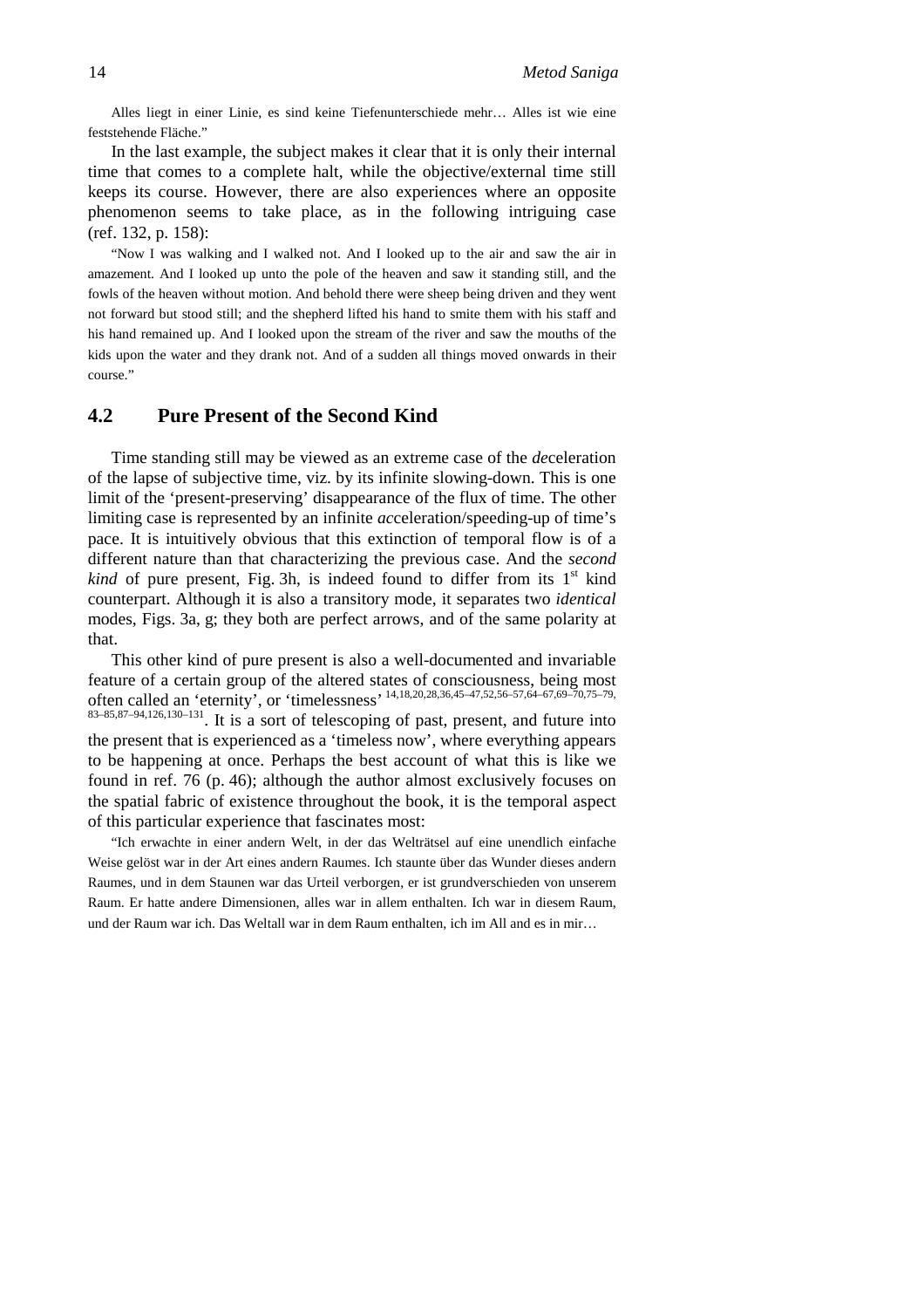Alles liegt in einer Linie, es sind keine Tiefenunterschiede mehr… Alles ist wie eine feststehende Fläche."

In the last example, the subject makes it clear that it is only their internal time that comes to a complete halt, while the objective/external time still keeps its course. However, there are also experiences where an opposite phenomenon seems to take place, as in the following intriguing case (ref. 132, p. 158):

"Now I was walking and I walked not. And I looked up to the air and saw the air in amazement. And I looked up unto the pole of the heaven and saw it standing still, and the fowls of the heaven without motion. And behold there were sheep being driven and they went not forward but stood still; and the shepherd lifted his hand to smite them with his staff and his hand remained up. And I looked upon the stream of the river and saw the mouths of the kids upon the water and they drank not. And of a sudden all things moved onwards in their course."

## 4.2 Pure Present of the Second Kind

Time standing still may be viewed as an extreme case of the *de*celeration of the lapse of subjective time, viz. by its infinite slowing-down. This is one limit of the 'present-preserving' disappearance of the flux of time. The other limiting case is represented by an infinite *ac*celeration/speeding-up of time's pace. It is intuitively obvious that this extinction of temporal flow is of a different nature than that characterizing the previous case. And the *second kind* of pure present, Fig. 3h, is indeed found to differ from its 1st kind counterpart. Although it is also a transitory mode, it separates two *identical* modes, Figs. 3a, g; they both are perfect arrows, and of the same polarity at that.

This other kind of pure present is also a well-documented and invariable feature of a certain group of the altered states of consciousness, being most often called an 'eternity', or 'timelessness' [14,18,20,28,36,45–47,52,56–57,64–67,69–70,75–79,83–85,87–94,126,130–131]. It is a sort of telescoping of past, present, and future into the present that is experienced as a 'timeless now', where everything appears to be happening at once. Perhaps the best account of what this is like we found in ref. 76 (p. 46); although the author almost exclusively focuses on the spatial fabric of existence throughout the book, it is the temporal aspect of this particular experience that fascinates most:

"Ich erwachte in einer andern Welt, in der das Welträtsel auf eine unendlich einfache Weise gelöst war in der Art eines andern Raumes. Ich staunte über das Wunder dieses andern Raumes, und in dem Staunen war das Urteil verborgen, er ist grundverschieden von unserem Raum. Er hatte andere Dimensionen, alles war in allem enthalten. Ich war in diesem Raum, und der Raum war ich. Das Weltall war in dem Raum enthalten, ich im All and es in mir…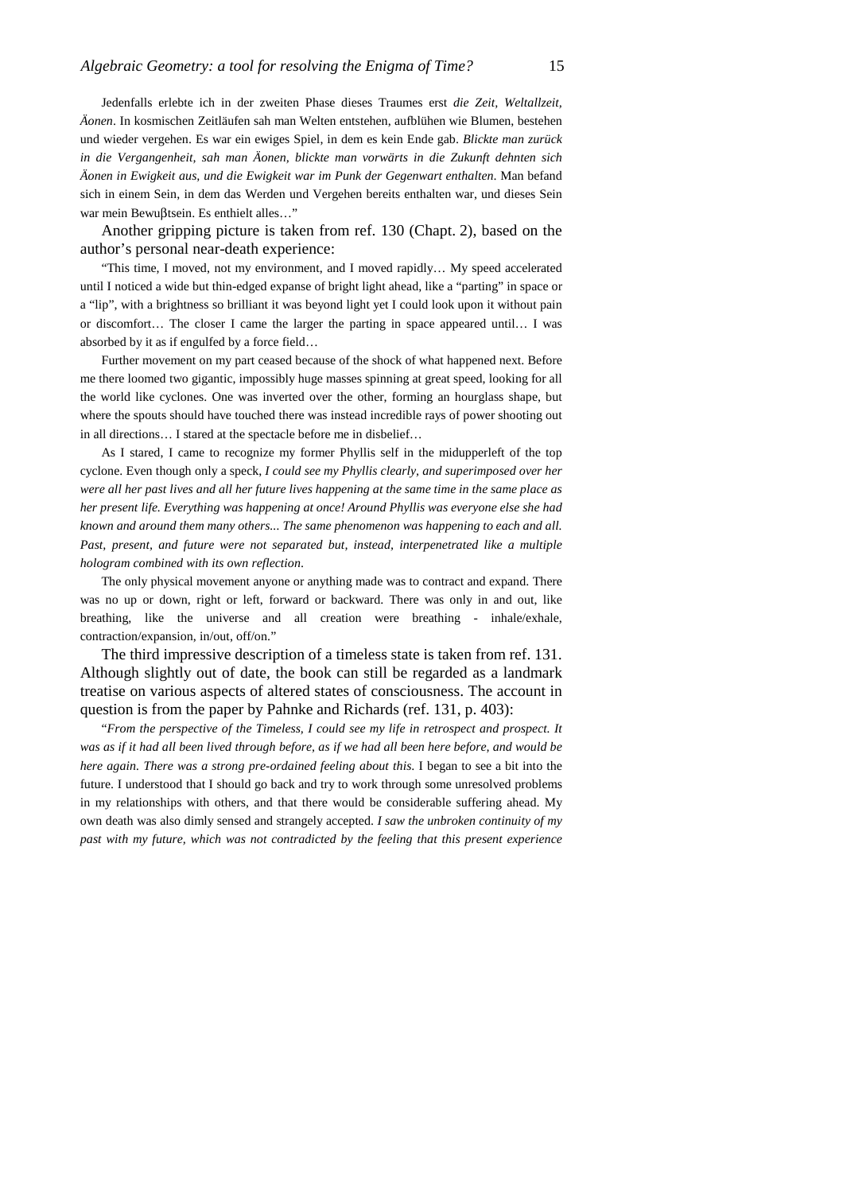> Jedenfalls erlebte ich in der zweiten Phase dieses Traumes erst *die Zeit, Weltallzeit, Äonen*. In kosmischen Zeitläufen sah man Welten entstehen, aufblühen wie Blumen, bestehen und wieder vergehen. Es war ein ewiges Spiel, in dem es kein Ende gab. *Blickte man zurück in die Vergangenheit, sah man Äonen, blickte man vorwärts in die Zukunft dehnten sich Äonen in Ewigkeit aus, und die Ewigkeit war im Punk der Gegenwart enthalten*. Man befand sich in einem Sein, in dem das Werden und Vergehen bereits enthalten war, und dieses Sein war mein Bewuβtsein. Es enthielt alles…"

Another gripping picture is taken from ref. 130 (Chapt. 2), based on the author's personal near-death experience:

> "This time, I moved, not my environment, and I moved rapidly… My speed accelerated until I noticed a wide but thin-edged expanse of bright light ahead, like a "parting" in space or a "lip", with a brightness so brilliant it was beyond light yet I could look upon it without pain or discomfort… The closer I came the larger the parting in space appeared until… I was absorbed by it as if engulfed by a force field…
>
> Further movement on my part ceased because of the shock of what happened next. Before me there loomed two gigantic, impossibly huge masses spinning at great speed, looking for all the world like cyclones. One was inverted over the other, forming an hourglass shape, but where the spouts should have touched there was instead incredible rays of power shooting out in all directions… I stared at the spectacle before me in disbelief…
>
> As I stared, I came to recognize my former Phyllis self in the midupperleft of the top cyclone. Even though only a speck, *I could see my Phyllis clearly, and superimposed over her were all her past lives and all her future lives happening at the same time in the same place as her present life. Everything was happening at once! Around Phyllis was everyone else she had known and around them many others... The same phenomenon was happening to each and all. Past, present, and future were not separated but, instead, interpenetrated like a multiple hologram combined with its own reflection*.
>
> The only physical movement anyone or anything made was to contract and expand. There was no up or down, right or left, forward or backward. There was only in and out, like breathing, like the universe and all creation were breathing - inhale/exhale, contraction/expansion, in/out, off/on."

The third impressive description of a timeless state is taken from ref. 131. Although slightly out of date, the book can still be regarded as a landmark treatise on various aspects of altered states of consciousness. The account in question is from the paper by Pahnke and Richards (ref. 131, p. 403):

> "*From the perspective of the Timeless, I could see my life in retrospect and prospect. It was as if it had all been lived through before, as if we had all been here before, and would be here again. There was a strong pre-ordained feeling about this.* I began to see a bit into the future. I understood that I should go back and try to work through some unresolved problems in my relationships with others, and that there would be considerable suffering ahead. My own death was also dimly sensed and strangely accepted. *I saw the unbroken continuity of my past with my future, which was not contradicted by the feeling that this present experience*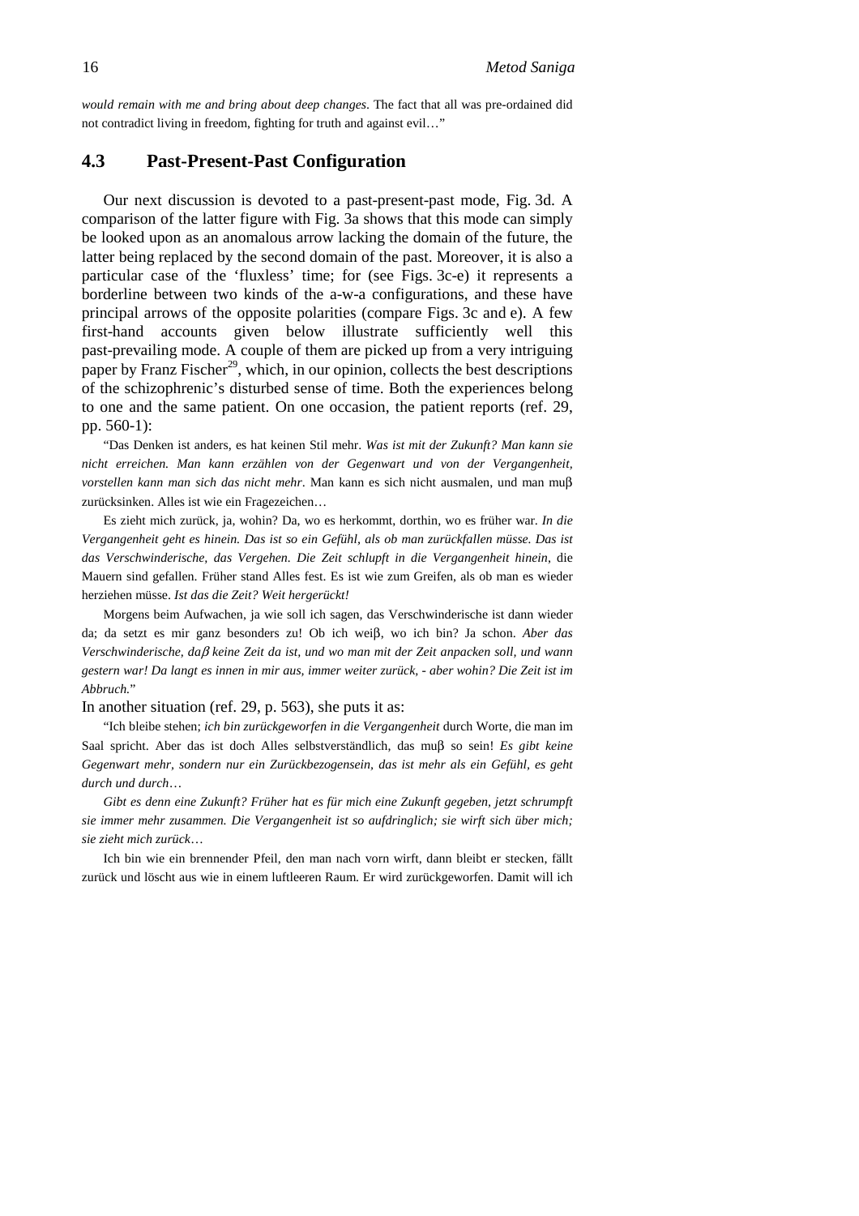*would remain with me and bring about deep changes*. The fact that all was pre-ordained did not contradict living in freedom, fighting for truth and against evil…"

## 4.3 Past-Present-Past Configuration

Our next discussion is devoted to a past-present-past mode, Fig. 3d. A comparison of the latter figure with Fig. 3a shows that this mode can simply be looked upon as an anomalous arrow lacking the domain of the future, the latter being replaced by the second domain of the past. Moreover, it is also a particular case of the 'fluxless' time; for (see Figs. 3c-e) it represents a borderline between two kinds of the a-w-a configurations, and these have principal arrows of the opposite polarities (compare Figs. 3c and e). A few first-hand accounts given below illustrate sufficiently well this past-prevailing mode. A couple of them are picked up from a very intriguing paper by Franz Fischer[29], which, in our opinion, collects the best descriptions of the schizophrenic's disturbed sense of time. Both the experiences belong to one and the same patient. On one occasion, the patient reports (ref. 29, pp. 560-1):

"Das Denken ist anders, es hat keinen Stil mehr. *Was ist mit der Zukunft? Man kann sie nicht erreichen. Man kann erzählen von der Gegenwart und von der Vergangenheit, vorstellen kann man sich das nicht mehr*. Man kann es sich nicht ausmalen, und man muβ zurücksinken. Alles ist wie ein Fragezeichen…

Es zieht mich zurück, ja, wohin? Da, wo es herkommt, dorthin, wo es früher war. *In die Vergangenheit geht es hinein. Das ist so ein Gefühl, als ob man zurückfallen müsse. Das ist das Verschwinderische, das Vergehen. Die Zeit schlupft in die Vergangenheit hinein*, die Mauern sind gefallen. Früher stand Alles fest. Es ist wie zum Greifen, als ob man es wieder herziehen müsse. *Ist das die Zeit? Weit hergerückt!*

Morgens beim Aufwachen, ja wie soll ich sagen, das Verschwinderische ist dann wieder da; da setzt es mir ganz besonders zu! Ob ich weiβ, wo ich bin? Ja schon. *Aber das Verschwinderische, daβ keine Zeit da ist, und wo man mit der Zeit anpacken soll, und wann gestern war! Da langt es innen in mir aus, immer weiter zurück, - aber wohin? Die Zeit ist im Abbruch.*"

In another situation (ref. 29, p. 563), she puts it as:

"Ich bleibe stehen; *ich bin zurückgeworfen in die Vergangenheit* durch Worte, die man im Saal spricht. Aber das ist doch Alles selbstverständlich, das muβ so sein! *Es gibt keine Gegenwart mehr, sondern nur ein Zurückbezogensein, das ist mehr als ein Gefühl, es geht durch und durch*…

*Gibt es denn eine Zukunft? Früher hat es für mich eine Zukunft gegeben, jetzt schrumpft sie immer mehr zusammen. Die Vergangenheit ist so aufdringlich; sie wirft sich über mich; sie zieht mich zurück*…

Ich bin wie ein brennender Pfeil, den man nach vorn wirft, dann bleibt er stecken, fällt zurück und löscht aus wie in einem luftleeren Raum. Er wird zurückgeworfen. Damit will ich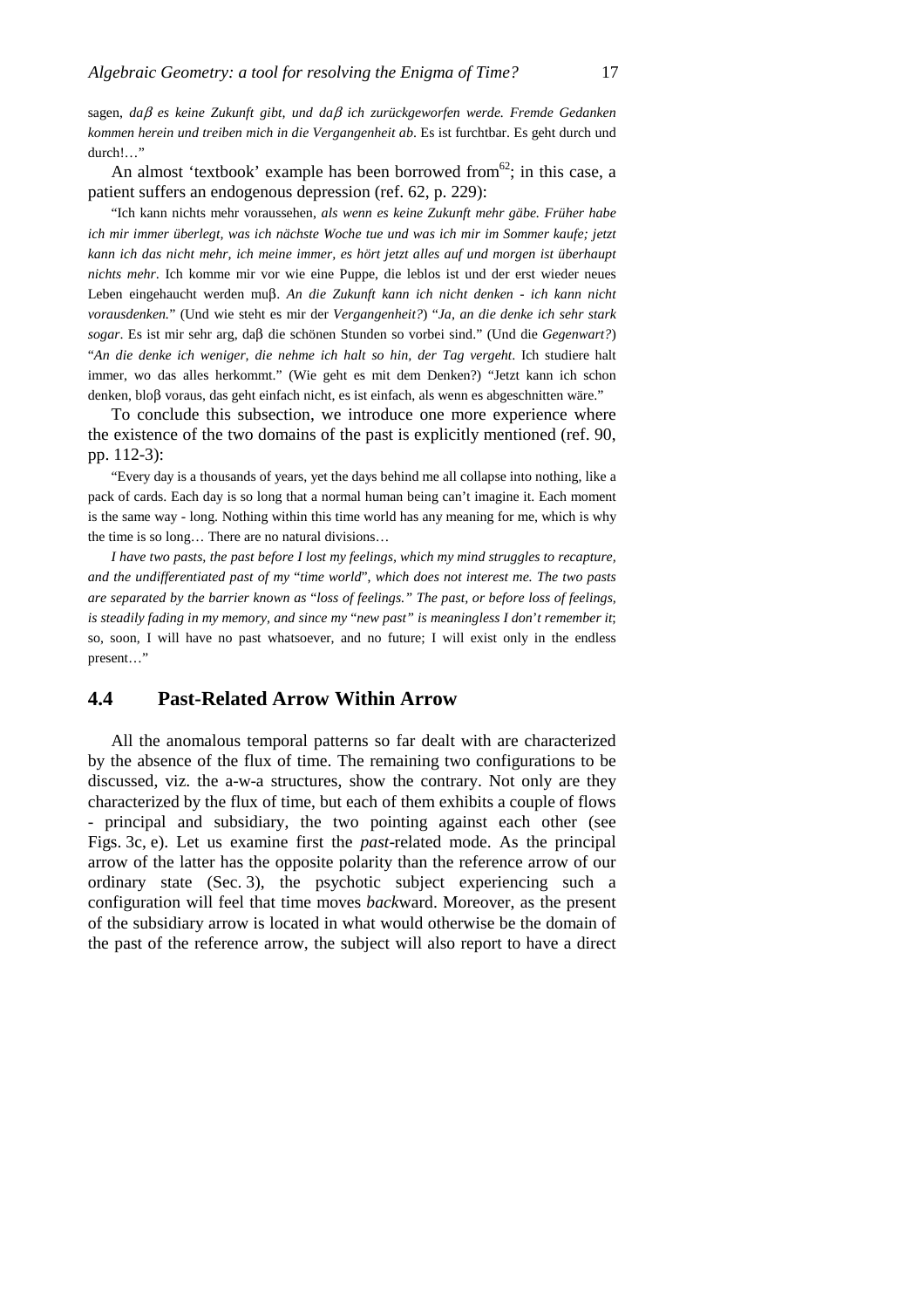sagen, *daβ es keine Zukunft gibt, und daβ ich zurückgeworfen werde. Fremde Gedanken kommen herein und treiben mich in die Vergangenheit ab*. Es ist furchtbar. Es geht durch und durch!…"

An almost 'textbook' example has been borrowed from[62]; in this case, a patient suffers an endogenous depression (ref. 62, p. 229):

> "Ich kann nichts mehr voraussehen, *als wenn es keine Zukunft mehr gäbe. Früher habe ich mir immer überlegt, was ich nächste Woche tue und was ich mir im Sommer kaufe; jetzt kann ich das nicht mehr, ich meine immer, es hört jetzt alles auf und morgen ist überhaupt nichts mehr*. Ich komme mir vor wie eine Puppe, die leblos ist und der erst wieder neues Leben eingehaucht werden muβ. *An die Zukunft kann ich nicht denken - ich kann nicht vorausdenken.*" (Und wie steht es mir der *Vergangenheit?*) "*Ja, an die denke ich sehr stark sogar*. Es ist mir sehr arg, daβ die schönen Stunden so vorbei sind." (Und die *Gegenwart?*) "*An die denke ich weniger, die nehme ich halt so hin, der Tag vergeht*. Ich studiere halt immer, wo das alles herkommt." (Wie geht es mit dem Denken?) "Jetzt kann ich schon denken, bloβ voraus, das geht einfach nicht, es ist einfach, als wenn es abgeschnitten wäre."

To conclude this subsection, we introduce one more experience where the existence of the two domains of the past is explicitly mentioned (ref. 90, pp. 112-3):

> "Every day is a thousands of years, yet the days behind me all collapse into nothing, like a pack of cards. Each day is so long that a normal human being can't imagine it. Each moment is the same way - long. Nothing within this time world has any meaning for me, which is why the time is so long… There are no natural divisions…
>
> *I have two pasts, the past before I lost my feelings, which my mind struggles to recapture, and the undifferentiated past of my "time world", which does not interest me. The two pasts are separated by the barrier known as "loss of feelings." The past, or before loss of feelings, is steadily fading in my memory, and since my "new past" is meaningless I don't remember it*; so, soon, I will have no past whatsoever, and no future; I will exist only in the endless present…"

## 4.4 Past-Related Arrow Within Arrow

All the anomalous temporal patterns so far dealt with are characterized by the absence of the flux of time. The remaining two configurations to be discussed, viz. the a-w-a structures, show the contrary. Not only are they characterized by the flux of time, but each of them exhibits a couple of flows - principal and subsidiary, the two pointing against each other (see Figs. 3c, e). Let us examine first the *past*-related mode. As the principal arrow of the latter has the opposite polarity than the reference arrow of our ordinary state (Sec. 3), the psychotic subject experiencing such a configuration will feel that time moves *back*ward. Moreover, as the present of the subsidiary arrow is located in what would otherwise be the domain of the past of the reference arrow, the subject will also report to have a direct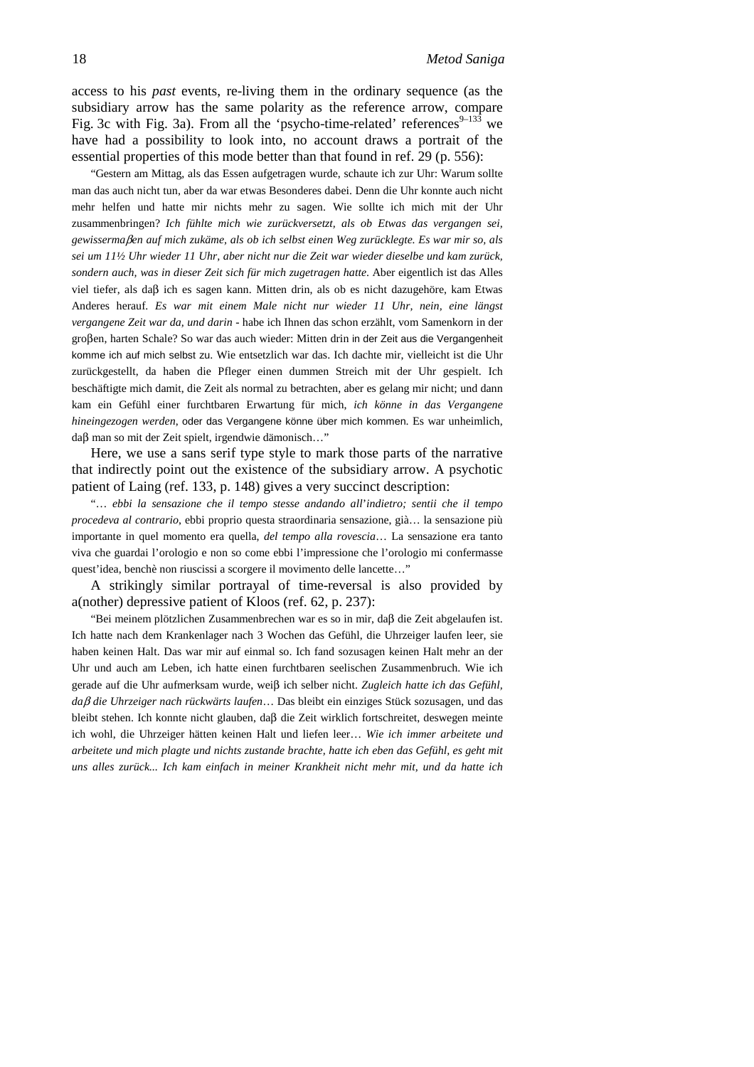access to his *past* events, re-living them in the ordinary sequence (as the subsidiary arrow has the same polarity as the reference arrow, compare Fig. 3c with Fig. 3a). From all the 'psycho-time-related' references[9–133] we have had a possibility to look into, no account draws a portrait of the essential properties of this mode better than that found in ref. 29 (p. 556):

"Gestern am Mittag, als das Essen aufgetragen wurde, schaute ich zur Uhr: Warum sollte man das auch nicht tun, aber da war etwas Besonderes dabei. Denn die Uhr konnte auch nicht mehr helfen und hatte mir nichts mehr zu sagen. Wie sollte ich mich mit der Uhr zusammenbringen? *Ich fühlte mich wie zurückversetzt, als ob Etwas das vergangen sei, gewissermaβen auf mich zukäme, als ob ich selbst einen Weg zurücklegte. Es war mir so, als sei um 11½ Uhr wieder 11 Uhr, aber nicht nur die Zeit war wieder dieselbe und kam zurück, sondern auch, was in dieser Zeit sich für mich zugetragen hatte*. Aber eigentlich ist das Alles viel tiefer, als daβ ich es sagen kann. Mitten drin, als ob es nicht dazugehöre, kam Etwas Anderes herauf. *Es war mit einem Male nicht nur wieder 11 Uhr, nein, eine längst vergangene Zeit war da, und darin* - habe ich Ihnen das schon erzählt, vom Samenkorn in der groβen, harten Schale? So war das auch wieder: Mitten drin in der Zeit aus die Vergangenheit komme ich auf mich selbst zu. Wie entsetzlich war das. Ich dachte mir, vielleicht ist die Uhr zurückgestellt, da haben die Pfleger einen dummen Streich mit der Uhr gespielt. Ich beschäftigte mich damit, die Zeit als normal zu betrachten, aber es gelang mir nicht; und dann kam ein Gefühl einer furchtbaren Erwartung für mich, *ich könne in das Vergangene hineingezogen werden,* oder das Vergangene könne über mich kommen. Es war unheimlich, daβ man so mit der Zeit spielt, irgendwie dämonisch…"

Here, we use a sans serif type style to mark those parts of the narrative that indirectly point out the existence of the subsidiary arrow. A psychotic patient of Laing (ref. 133, p. 148) gives a very succinct description:

"… *ebbi la sensazione che il tempo stesse andando all'indietro; sentii che il tempo procedeva al contrario*, ebbi proprio questa straordinaria sensazione, già… la sensazione più importante in quel momento era quella, *del tempo alla rovescia*… La sensazione era tanto viva che guardai l'orologio e non so come ebbi l'impressione che l'orologio mi confermasse quest'idea, benchè non riuscissi a scorgere il movimento delle lancette…"

A strikingly similar portrayal of time-reversal is also provided by a(nother) depressive patient of Kloos (ref. 62, p. 237):

"Bei meinem plötzlichen Zusammenbrechen war es so in mir, daβ die Zeit abgelaufen ist. Ich hatte nach dem Krankenlager nach 3 Wochen das Gefühl, die Uhrzeiger laufen leer, sie haben keinen Halt. Das war mir auf einmal so. Ich fand sozusagen keinen Halt mehr an der Uhr und auch am Leben, ich hatte einen furchtbaren seelischen Zusammenbruch. Wie ich gerade auf die Uhr aufmerksam wurde, weiβ ich selber nicht. *Zugleich hatte ich das Gefühl, daβ die Uhrzeiger nach rückwärts laufen*… Das bleibt ein einziges Stück sozusagen, und das bleibt stehen. Ich konnte nicht glauben, daβ die Zeit wirklich fortschreitet, deswegen meinte ich wohl, die Uhrzeiger hätten keinen Halt und liefen leer… *Wie ich immer arbeitete und arbeitete und mich plagte und nichts zustande brachte, hatte ich eben das Gefühl, es geht mit uns alles zurück... Ich kam einfach in meiner Krankheit nicht mehr mit, und da hatte ich*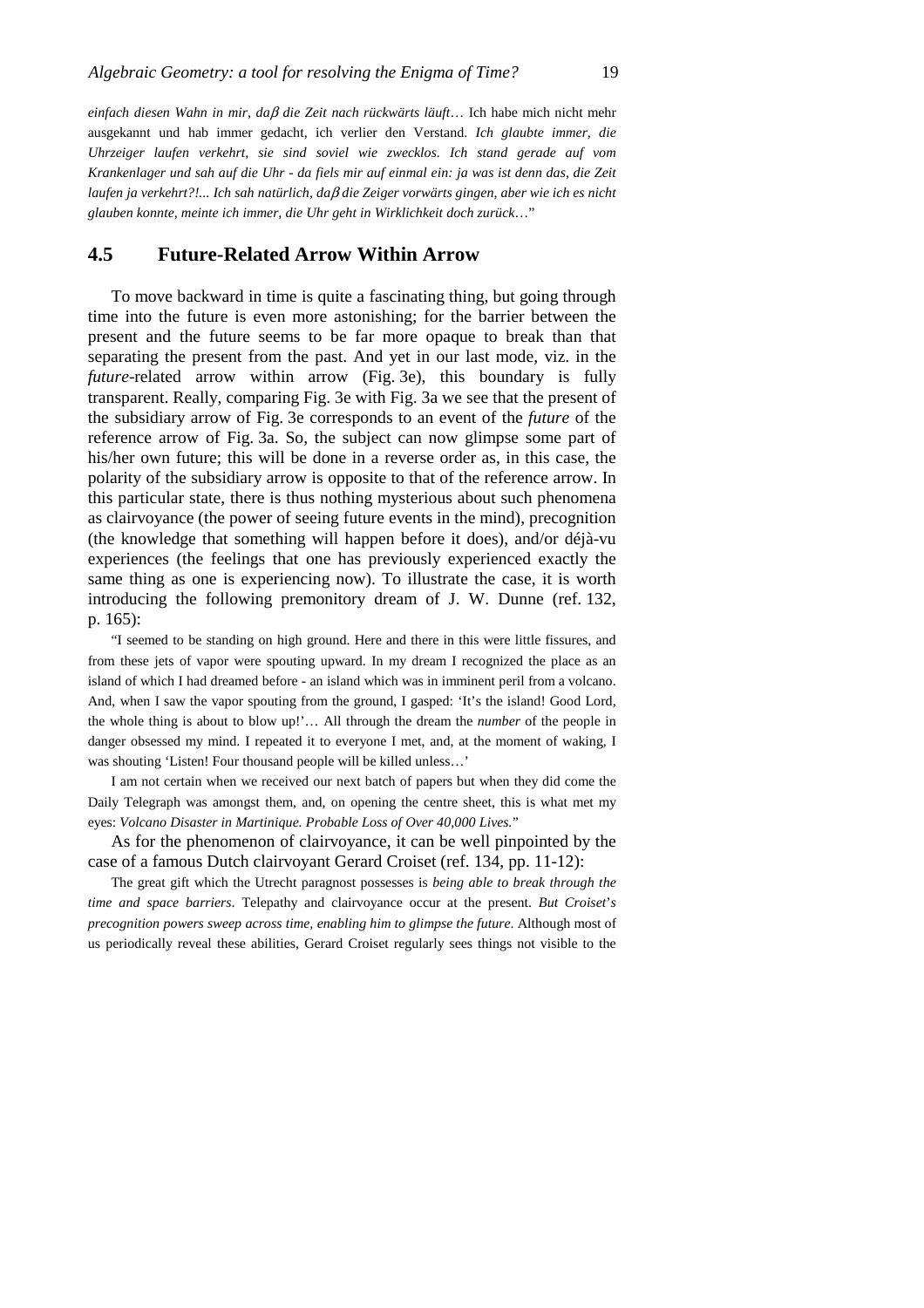*einfach diesen Wahn in mir, daβ die Zeit nach rückwärts läuft*… Ich habe mich nicht mehr ausgekannt und hab immer gedacht, ich verlier den Verstand. *Ich glaubte immer, die Uhrzeiger laufen verkehrt, sie sind soviel wie zwecklos. Ich stand gerade auf vom Krankenlager und sah auf die Uhr - da fiels mir auf einmal ein: ja was ist denn das, die Zeit laufen ja verkehrt?!... Ich sah natürlich, daβ die Zeiger vorwärts gingen, aber wie ich es nicht glauben konnte, meinte ich immer, die Uhr geht in Wirklichkeit doch zurück*…"

## 4.5 Future-Related Arrow Within Arrow

To move backward in time is quite a fascinating thing, but going through time into the future is even more astonishing; for the barrier between the present and the future seems to be far more opaque to break than that separating the present from the past. And yet in our last mode, viz. in the *future*-related arrow within arrow (Fig. 3e), this boundary is fully transparent. Really, comparing Fig. 3e with Fig. 3a we see that the present of the subsidiary arrow of Fig. 3e corresponds to an event of the *future* of the reference arrow of Fig. 3a. So, the subject can now glimpse some part of his/her own future; this will be done in a reverse order as, in this case, the polarity of the subsidiary arrow is opposite to that of the reference arrow. In this particular state, there is thus nothing mysterious about such phenomena as clairvoyance (the power of seeing future events in the mind), precognition (the knowledge that something will happen before it does), and/or déjà-vu experiences (the feelings that one has previously experienced exactly the same thing as one is experiencing now). To illustrate the case, it is worth introducing the following premonitory dream of J. W. Dunne (ref. 132, p. 165):

"I seemed to be standing on high ground. Here and there in this were little fissures, and from these jets of vapor were spouting upward. In my dream I recognized the place as an island of which I had dreamed before - an island which was in imminent peril from a volcano. And, when I saw the vapor spouting from the ground, I gasped: 'It's the island! Good Lord, the whole thing is about to blow up!'… All through the dream the *number* of the people in danger obsessed my mind. I repeated it to everyone I met, and, at the moment of waking, I was shouting 'Listen! Four thousand people will be killed unless…'

I am not certain when we received our next batch of papers but when they did come the Daily Telegraph was amongst them, and, on opening the centre sheet, this is what met my eyes: *Volcano Disaster in Martinique. Probable Loss of Over 40,000 Lives.*"

As for the phenomenon of clairvoyance, it can be well pinpointed by the case of a famous Dutch clairvoyant Gerard Croiset (ref. 134, pp. 11-12):

The great gift which the Utrecht paragnost possesses is *being able to break through the time and space barriers*. Telepathy and clairvoyance occur at the present. *But Croiset's precognition powers sweep across time, enabling him to glimpse the future*. Although most of us periodically reveal these abilities, Gerard Croiset regularly sees things not visible to the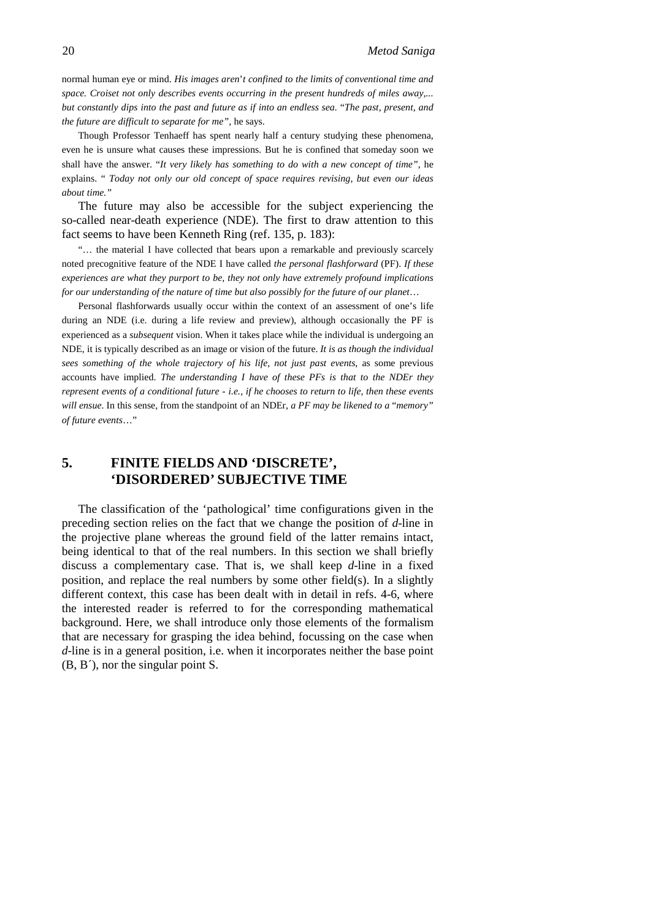normal human eye or mind. *His images aren't confined to the limits of conventional time and space. Croiset not only describes events occurring in the present hundreds of miles away,... but constantly dips into the past and future as if into an endless sea. "The past, present, and the future are difficult to separate for me"*, he says.

Though Professor Tenhaeff has spent nearly half a century studying these phenomena, even he is unsure what causes these impressions. But he is confined that someday soon we shall have the answer. "*It very likely has something to do with a new concept of time*", he explains. " *Today not only our old concept of space requires revising, but even our ideas about time.*"

The future may also be accessible for the subject experiencing the so-called near-death experience (NDE). The first to draw attention to this fact seems to have been Kenneth Ring (ref. 135, p. 183):

"… the material I have collected that bears upon a remarkable and previously scarcely noted precognitive feature of the NDE I have called *the personal flashforward* (PF). *If these experiences are what they purport to be, they not only have extremely profound implications for our understanding of the nature of time but also possibly for the future of our planet*…

Personal flashforwards usually occur within the context of an assessment of one's life during an NDE (i.e. during a life review and preview), although occasionally the PF is experienced as a *subsequent* vision. When it takes place while the individual is undergoing an NDE, it is typically described as an image or vision of the future. *It is as though the individual sees something of the whole trajectory of his life, not just past events*, as some previous accounts have implied. *The understanding I have of these PFs is that to the NDEr they represent events of a conditional future - i.e., if he chooses to return to life, then these events will ensue*. In this sense, from the standpoint of an NDEr, *a PF may be likened to a "memory" of future events*…"

## 5. FINITE FIELDS AND 'DISCRETE', 'DISORDERED' SUBJECTIVE TIME

The classification of the 'pathological' time configurations given in the preceding section relies on the fact that we change the position of *d*-line in the projective plane whereas the ground field of the latter remains intact, being identical to that of the real numbers. In this section we shall briefly discuss a complementary case. That is, we shall keep *d*-line in a fixed position, and replace the real numbers by some other field(s). In a slightly different context, this case has been dealt with in detail in refs. 4-6, where the interested reader is referred to for the corresponding mathematical background. Here, we shall introduce only those elements of the formalism that are necessary for grasping the idea behind, focussing on the case when *d*-line is in a general position, i.e. when it incorporates neither the base point (B, B´), nor the singular point S.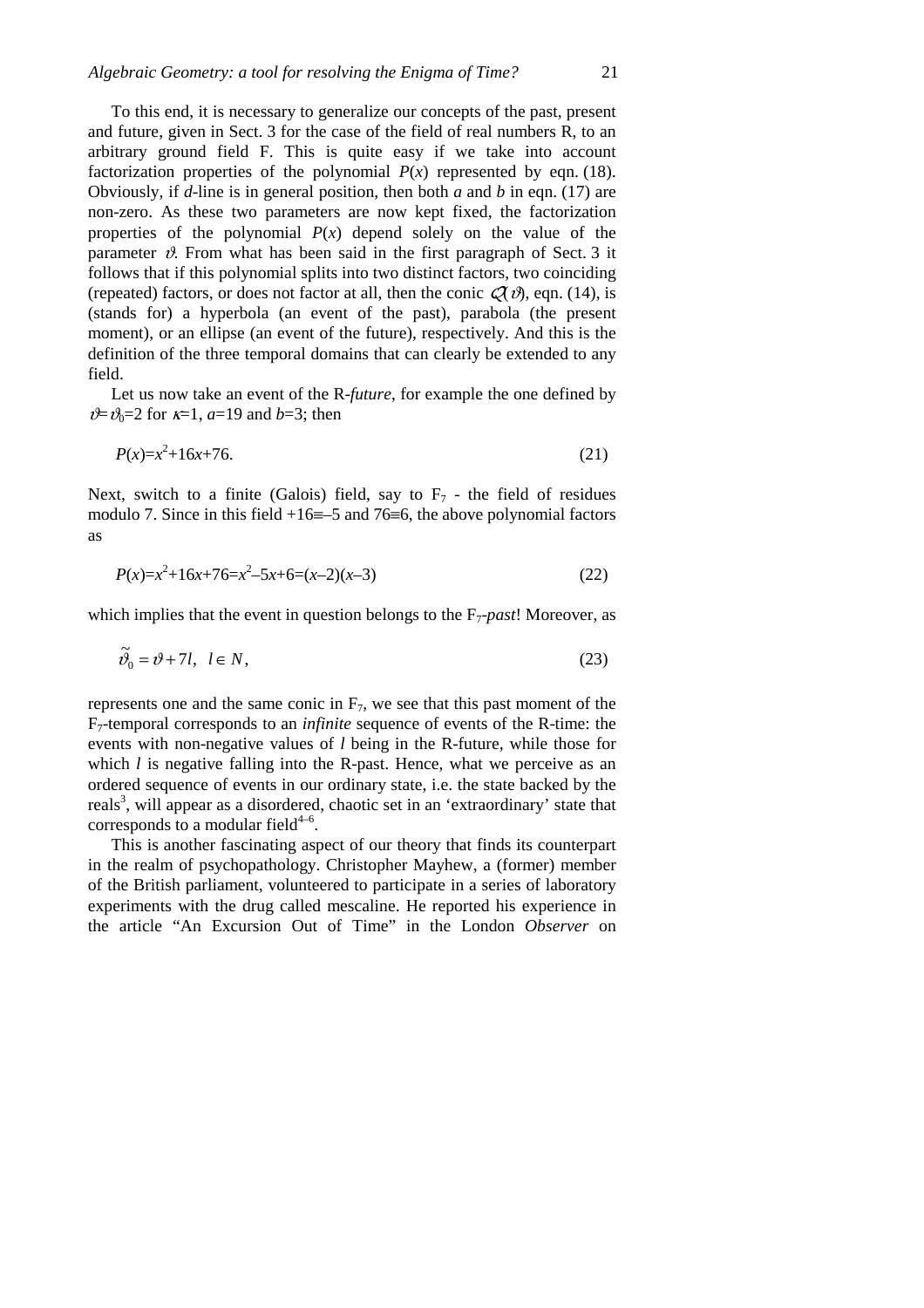To this end, it is necessary to generalize our concepts of the past, present and future, given in Sect. 3 for the case of the field of real numbers R, to an arbitrary ground field F. This is quite easy if we take into account factorization properties of the polynomial $P(x)$ represented by eqn. (18). Obviously, if $d$-line is in general position, then both $a$ and $b$ in eqn. (17) are non-zero. As these two parameters are now kept fixed, the factorization properties of the polynomial $P(x)$ depend solely on the value of the parameter $\vartheta$. From what has been said in the first paragraph of Sect. 3 it follows that if this polynomial splits into two distinct factors, two coinciding (repeated) factors, or does not factor at all, then the conic $\mathcal{Q}(\vartheta)$, eqn. (14), is (stands for) a hyperbola (an event of the past), parabola (the present moment), or an ellipse (an event of the future), respectively. And this is the definition of the three temporal domains that can clearly be extended to any field.

Let us now take an event of the R-*future*, for example the one defined by $\vartheta=\vartheta_0=2$ for $\kappa=1$, $a=19$ and $b=3$; then

$$P(x)=x^2+16x+76. \tag{21}$$

Next, switch to a finite (Galois) field, say to $F_7$ - the field of residues modulo 7. Since in this field $+16\equiv-5$ and $76\equiv6$, the above polynomial factors as

$$P(x)=x^2+16x+76=x^2-5x+6=(x-2)(x-3) \tag{22}$$

which implies that the event in question belongs to the $F_7$-*past*! Moreover, as

$$\tilde{\vartheta}_0=\vartheta+7l, \quad l\in N, \tag{23}$$

represents one and the same conic in $F_7$, we see that this past moment of the $F_7$-temporal corresponds to an *infinite* sequence of events of the R-time: the events with non-negative values of $l$ being in the R-future, while those for which $l$ is negative falling into the R-past. Hence, what we perceive as an ordered sequence of events in our ordinary state, i.e. the state backed by the reals[3], will appear as a disordered, chaotic set in an 'extraordinary' state that corresponds to a modular field[4–6].

This is another fascinating aspect of our theory that finds its counterpart in the realm of psychopathology. Christopher Mayhew, a (former) member of the British parliament, volunteered to participate in a series of laboratory experiments with the drug called mescaline. He reported his experience in the article "An Excursion Out of Time" in the London *Observer* on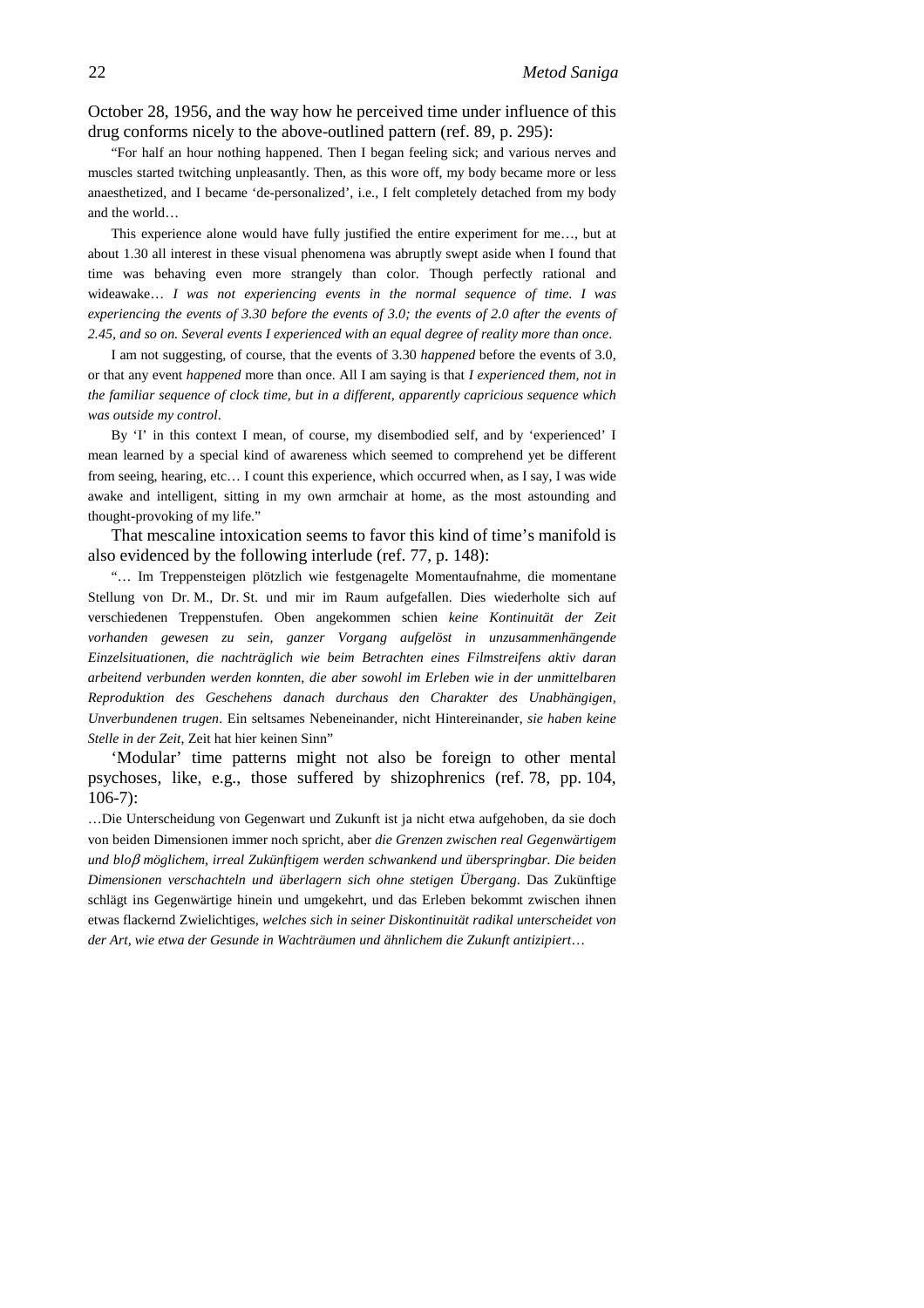October 28, 1956, and the way how he perceived time under influence of this drug conforms nicely to the above-outlined pattern (ref. 89, p. 295):

"For half an hour nothing happened. Then I began feeling sick; and various nerves and muscles started twitching unpleasantly. Then, as this wore off, my body became more or less anaesthetized, and I became 'de-personalized', i.e., I felt completely detached from my body and the world…

This experience alone would have fully justified the entire experiment for me…, but at about 1.30 all interest in these visual phenomena was abruptly swept aside when I found that time was behaving even more strangely than color. Though perfectly rational and wideawake… *I was not experiencing events in the normal sequence of time. I was experiencing the events of 3.30 before the events of 3.0; the events of 2.0 after the events of 2.45, and so on. Several events I experienced with an equal degree of reality more than once*.

I am not suggesting, of course, that the events of 3.30 *happened* before the events of 3.0, or that any event *happened* more than once. All I am saying is that *I experienced them, not in the familiar sequence of clock time, but in a different, apparently capricious sequence which was outside my control*.

By 'I' in this context I mean, of course, my disembodied self, and by 'experienced' I mean learned by a special kind of awareness which seemed to comprehend yet be different from seeing, hearing, etc… I count this experience, which occurred when, as I say, I was wide awake and intelligent, sitting in my own armchair at home, as the most astounding and thought-provoking of my life."

That mescaline intoxication seems to favor this kind of time's manifold is also evidenced by the following interlude (ref. 77, p. 148):

"… Im Treppensteigen plötzlich wie festgenagelte Momentaufnahme, die momentane Stellung von Dr. M., Dr. St. und mir im Raum aufgefallen. Dies wiederholte sich auf verschiedenen Treppenstufen. Oben angekommen schien *keine Kontinuität der Zeit vorhanden gewesen zu sein, ganzer Vorgang aufgelöst in unzusammenhängende Einzelsituationen, die nachträglich wie beim Betrachten eines Filmstreifens aktiv daran arbeitend verbunden werden konnten, die aber sowohl im Erleben wie in der unmittelbaren Reproduktion des Geschehens danach durchaus den Charakter des Unabhängigen, Unverbundenen trugen*. Ein seltsames Nebeneinander, nicht Hintereinander, *sie haben keine Stelle in der Zeit*, Zeit hat hier keinen Sinn"

'Modular' time patterns might not also be foreign to other mental psychoses, like, e.g., those suffered by shizophrenics (ref. 78, pp. 104, 106-7):

…Die Unterscheidung von Gegenwart und Zukunft ist ja nicht etwa aufgehoben, da sie doch von beiden Dimensionen immer noch spricht, aber *die Grenzen zwischen real Gegenwärtigem und bloβ möglichem, irreal Zukünftigem werden schwankend und überspringbar. Die beiden Dimensionen verschachteln und überlagern sich ohne stetigen Übergang*. Das Zukünftige schlägt ins Gegenwärtige hinein und umgekehrt, und das Erleben bekommt zwischen ihnen etwas flackernd Zwielichtiges, *welches sich in seiner Diskontinuität radikal unterscheidet von der Art, wie etwa der Gesunde in Wachträumen und ähnlichem die Zukunft antizipiert*…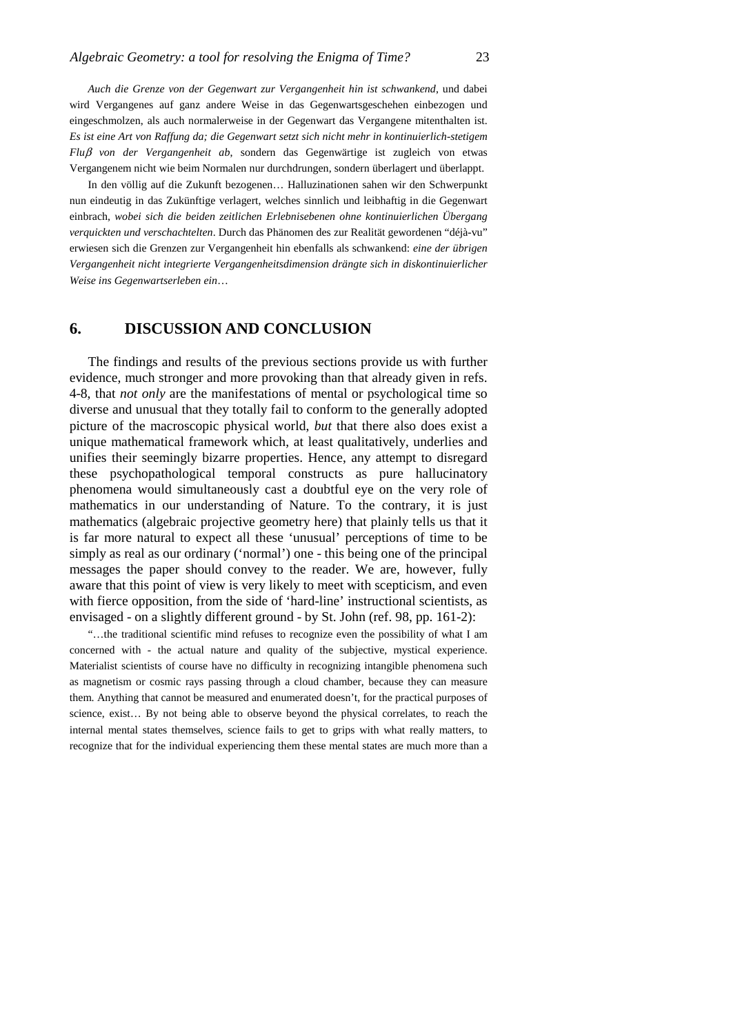*Auch die Grenze von der Gegenwart zur Vergangenheit hin ist schwankend*, und dabei wird Vergangenes auf ganz andere Weise in das Gegenwartsgeschehen einbezogen und eingeschmolzen, als auch normalerweise in der Gegenwart das Vergangene mitenthalten ist. *Es ist eine Art von Raffung da; die Gegenwart setzt sich nicht mehr in kontinuierlich-stetigem Flu$\beta$ von der Vergangenheit ab,* sondern das Gegenwärtige ist zugleich von etwas Vergangenem nicht wie beim Normalen nur durchdrungen, sondern überlagert und überlappt.

In den völlig auf die Zukunft bezogenen… Halluzinationen sahen wir den Schwerpunkt nun eindeutig in das Zukünftige verlagert, welches sinnlich und leibhaftig in die Gegenwart einbrach, *wobei sich die beiden zeitlichen Erlebnisebenen ohne kontinuierlichen Übergang verquickten und verschachtelten*. Durch das Phänomen des zur Realität gewordenen "déjà-vu" erwiesen sich die Grenzen zur Vergangenheit hin ebenfalls als schwankend: *eine der übrigen Vergangenheit nicht integrierte Vergangenheitsdimension drängte sich in diskontinuierlicher Weise ins Gegenwartserleben ein*…

## 6. DISCUSSION AND CONCLUSION

The findings and results of the previous sections provide us with further evidence, much stronger and more provoking than that already given in refs. 4-8, that *not only* are the manifestations of mental or psychological time so diverse and unusual that they totally fail to conform to the generally adopted picture of the macroscopic physical world, *but* that there also does exist a unique mathematical framework which, at least qualitatively, underlies and unifies their seemingly bizarre properties. Hence, any attempt to disregard these psychopathological temporal constructs as pure hallucinatory phenomena would simultaneously cast a doubtful eye on the very role of mathematics in our understanding of Nature. To the contrary, it is just mathematics (algebraic projective geometry here) that plainly tells us that it is far more natural to expect all these 'unusual' perceptions of time to be simply as real as our ordinary ('normal') one - this being one of the principal messages the paper should convey to the reader. We are, however, fully aware that this point of view is very likely to meet with scepticism, and even with fierce opposition, from the side of 'hard-line' instructional scientists, as envisaged - on a slightly different ground - by St. John (ref. 98, pp. 161-2):

"…the traditional scientific mind refuses to recognize even the possibility of what I am concerned with - the actual nature and quality of the subjective, mystical experience. Materialist scientists of course have no difficulty in recognizing intangible phenomena such as magnetism or cosmic rays passing through a cloud chamber, because they can measure them. Anything that cannot be measured and enumerated doesn't, for the practical purposes of science, exist… By not being able to observe beyond the physical correlates, to reach the internal mental states themselves, science fails to get to grips with what really matters, to recognize that for the individual experiencing them these mental states are much more than a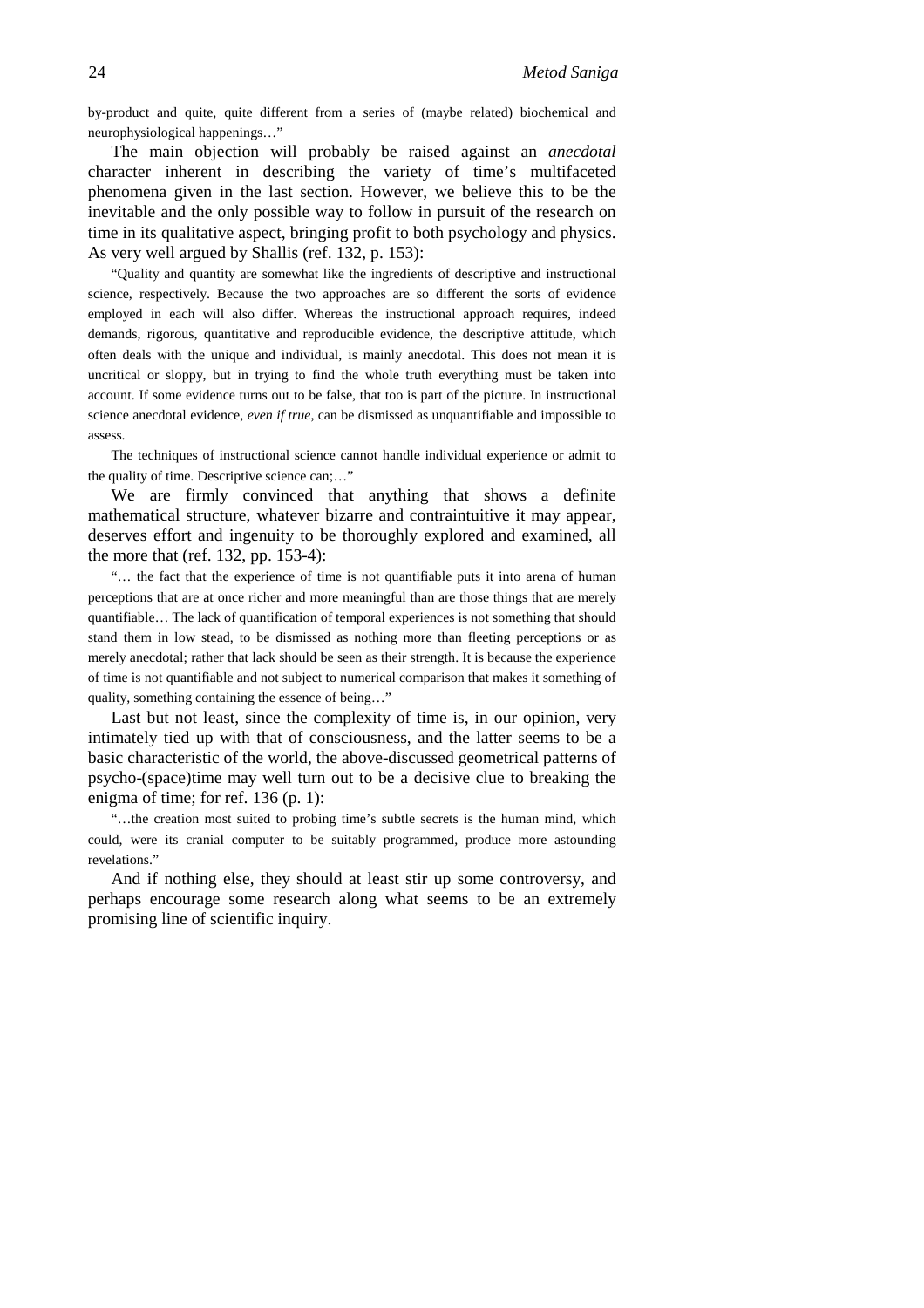by-product and quite, quite different from a series of (maybe related) biochemical and neurophysiological happenings…"

The main objection will probably be raised against an *anecdotal* character inherent in describing the variety of time's multifaceted phenomena given in the last section. However, we believe this to be the inevitable and the only possible way to follow in pursuit of the research on time in its qualitative aspect, bringing profit to both psychology and physics. As very well argued by Shallis (ref. 132, p. 153):

> "Quality and quantity are somewhat like the ingredients of descriptive and instructional science, respectively. Because the two approaches are so different the sorts of evidence employed in each will also differ. Whereas the instructional approach requires, indeed demands, rigorous, quantitative and reproducible evidence, the descriptive attitude, which often deals with the unique and individual, is mainly anecdotal. This does not mean it is uncritical or sloppy, but in trying to find the whole truth everything must be taken into account. If some evidence turns out to be false, that too is part of the picture. In instructional science anecdotal evidence, *even if true*, can be dismissed as unquantifiable and impossible to assess.
>
> The techniques of instructional science cannot handle individual experience or admit to the quality of time. Descriptive science can;…"

We are firmly convinced that anything that shows a definite mathematical structure, whatever bizarre and contraintuitive it may appear, deserves effort and ingenuity to be thoroughly explored and examined, all the more that (ref. 132, pp. 153-4):

> "… the fact that the experience of time is not quantifiable puts it into arena of human perceptions that are at once richer and more meaningful than are those things that are merely quantifiable… The lack of quantification of temporal experiences is not something that should stand them in low stead, to be dismissed as nothing more than fleeting perceptions or as merely anecdotal; rather that lack should be seen as their strength. It is because the experience of time is not quantifiable and not subject to numerical comparison that makes it something of quality, something containing the essence of being…"

Last but not least, since the complexity of time is, in our opinion, very intimately tied up with that of consciousness, and the latter seems to be a basic characteristic of the world, the above-discussed geometrical patterns of psycho-(space)time may well turn out to be a decisive clue to breaking the enigma of time; for ref. 136 (p. 1):

> "…the creation most suited to probing time's subtle secrets is the human mind, which could, were its cranial computer to be suitably programmed, produce more astounding revelations."

And if nothing else, they should at least stir up some controversy, and perhaps encourage some research along what seems to be an extremely promising line of scientific inquiry.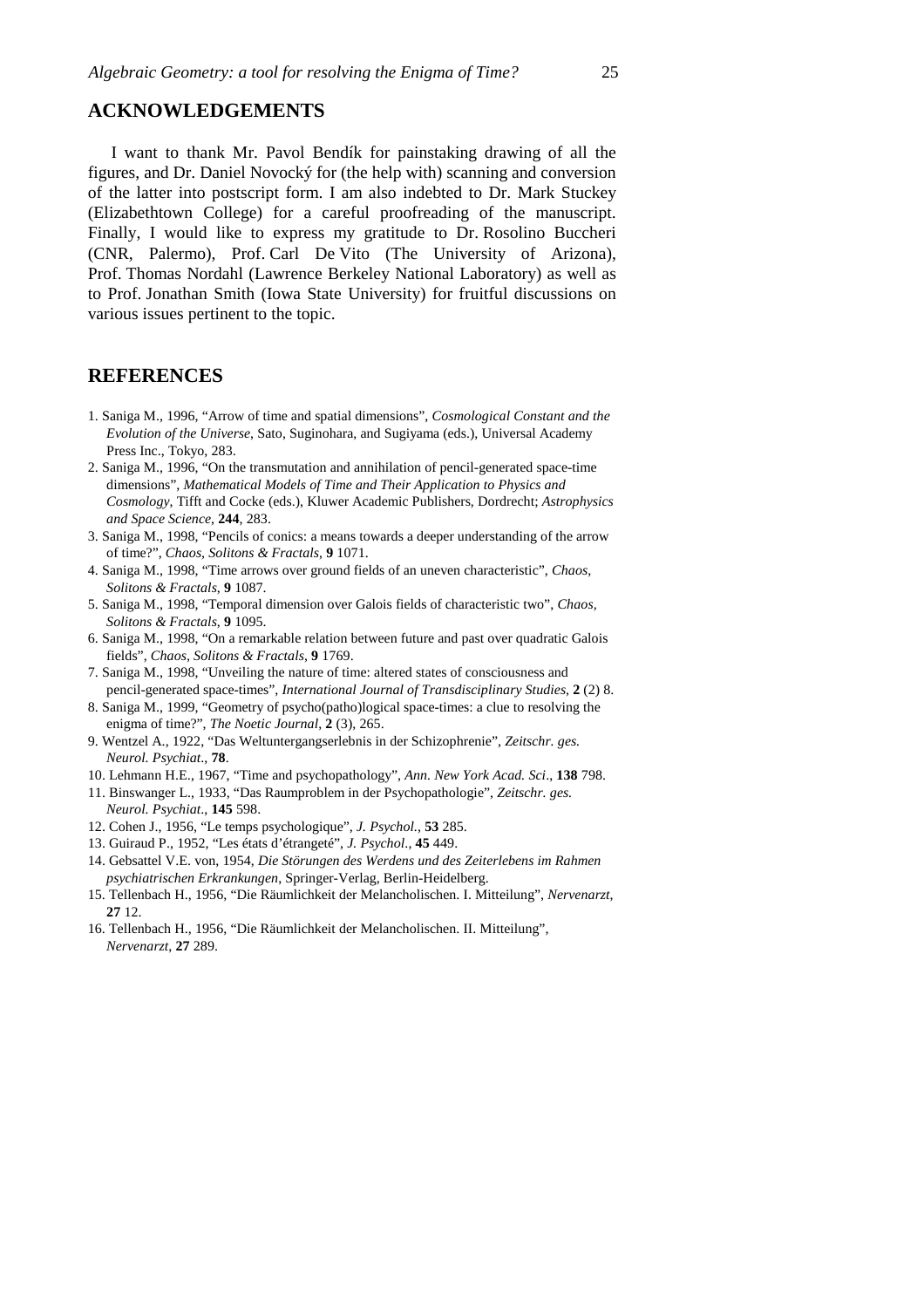## ACKNOWLEDGEMENTS

I want to thank Mr. Pavol Bendík for painstaking drawing of all the figures, and Dr. Daniel Novocký for (the help with) scanning and conversion of the latter into postscript form. I am also indebted to Dr. Mark Stuckey (Elizabethtown College) for a careful proofreading of the manuscript. Finally, I would like to express my gratitude to Dr. Rosolino Buccheri (CNR, Palermo), Prof. Carl De Vito (The University of Arizona), Prof. Thomas Nordahl (Lawrence Berkeley National Laboratory) as well as to Prof. Jonathan Smith (Iowa State University) for fruitful discussions on various issues pertinent to the topic.

## REFERENCES

1. Saniga M., 1996, "Arrow of time and spatial dimensions", *Cosmological Constant and the Evolution of the Universe*, Sato, Suginohara, and Sugiyama (eds.), Universal Academy Press Inc., Tokyo, 283.
2. Saniga M., 1996, "On the transmutation and annihilation of pencil-generated space-time dimensions", *Mathematical Models of Time and Their Application to Physics and Cosmology*, Tifft and Cocke (eds.), Kluwer Academic Publishers, Dordrecht; *Astrophysics and Space Science*, **244**, 283.
3. Saniga M., 1998, "Pencils of conics: a means towards a deeper understanding of the arrow of time?", *Chaos, Solitons & Fractals*, **9** 1071.
4. Saniga M., 1998, "Time arrows over ground fields of an uneven characteristic", *Chaos, Solitons & Fractals*, **9** 1087.
5. Saniga M., 1998, "Temporal dimension over Galois fields of characteristic two", *Chaos, Solitons & Fractals*, **9** 1095.
6. Saniga M., 1998, "On a remarkable relation between future and past over quadratic Galois fields", *Chaos, Solitons & Fractals*, **9** 1769.
7. Saniga M., 1998, "Unveiling the nature of time: altered states of consciousness and pencil-generated space-times", *International Journal of Transdisciplinary Studies*, **2** (2) 8.
8. Saniga M., 1999, "Geometry of psycho(patho)logical space-times: a clue to resolving the enigma of time?", *The Noetic Journal*, **2** (3), 265.
9. Wentzel A., 1922, "Das Weltuntergangserlebnis in der Schizophrenie", *Zeitschr. ges. Neurol. Psychiat*., **78**.
10. Lehmann H.E., 1967, "Time and psychopathology", *Ann. New York Acad. Sci*., **138** 798.
11. Binswanger L., 1933, "Das Raumproblem in der Psychopathologie", *Zeitschr. ges. Neurol. Psychiat*., **145** 598.
12. Cohen J., 1956, "Le temps psychologique", *J. Psychol.*, **53** 285.
13. Guiraud P., 1952, "Les états d'étrangeté", *J. Psychol*., **45** 449.
14. Gebsattel V.E. von, 1954, *Die Störungen des Werdens und des Zeiterlebens im Rahmen psychiatrischen Erkrankungen*, Springer-Verlag, Berlin-Heidelberg.
15. Tellenbach H., 1956, "Die Räumlichkeit der Melancholischen. I. Mitteilung", *Nervenarzt*, **27** 12.
16. Tellenbach H., 1956, "Die Räumlichkeit der Melancholischen. II. Mitteilung", *Nervenarzt*, **27** 289.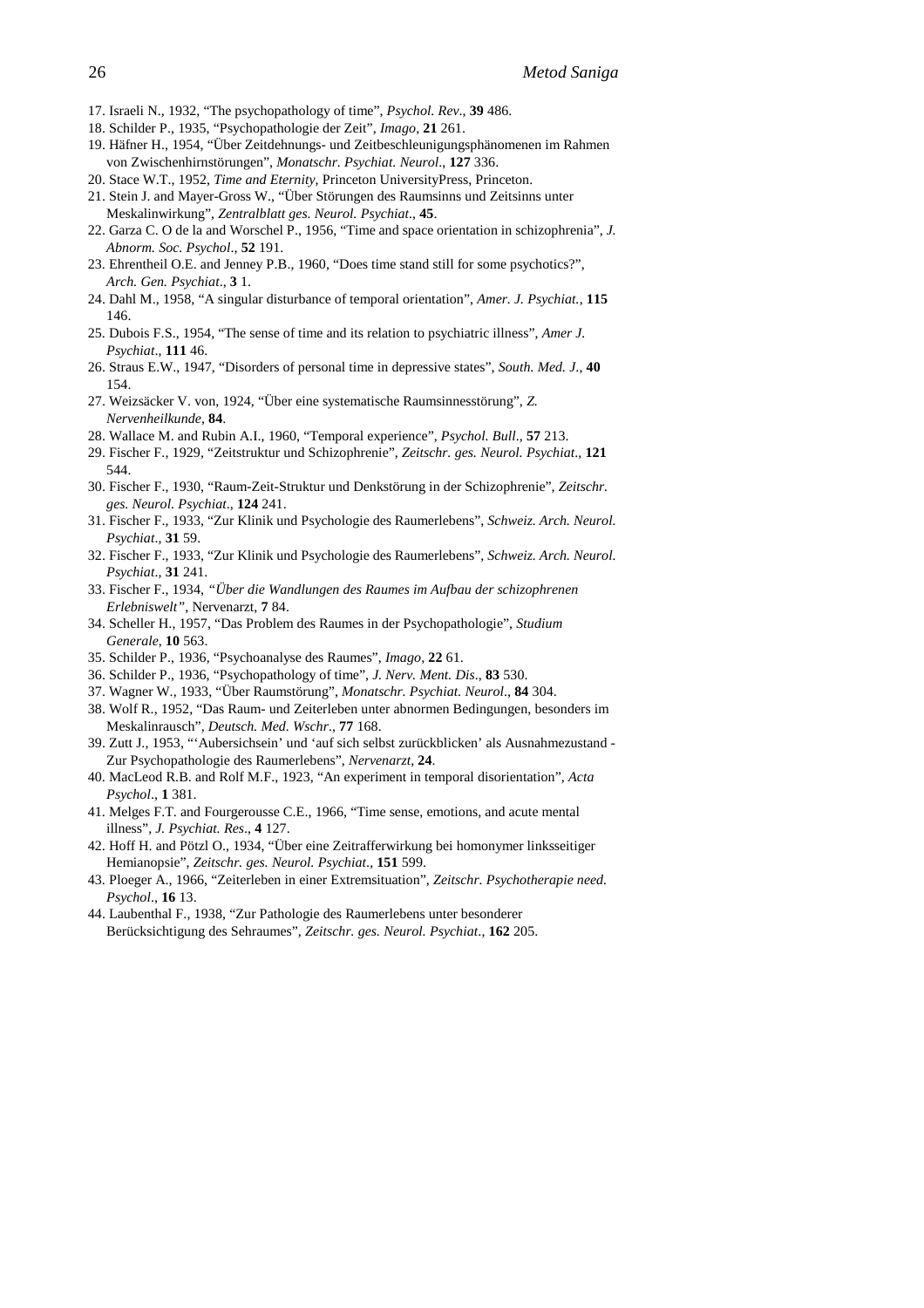17. Israeli N., 1932, "The psychopathology of time", *Psychol. Rev*., **39** 486.
18. Schilder P., 1935, "Psychopathologie der Zeit", *Imago*, **21** 261.
19. Häfner H., 1954, "Über Zeitdehnungs- und Zeitbeschleunigungsphänomenen im Rahmen von Zwischenhirnstörungen", *Monatschr. Psychiat. Neurol*., **127** 336.
20. Stace W.T., 1952, *Time and Eternity*, Princeton UniversityPress, Princeton.
21. Stein J. and Mayer-Gross W., "Über Störungen des Raumsinns und Zeitsinns unter Meskalinwirkung", *Zentralblatt ges. Neurol. Psychiat*., **45**.
22. Garza C. O de la and Worschel P., 1956, "Time and space orientation in schizophrenia", *J. Abnorm. Soc. Psychol*., **52** 191.
23. Ehrentheil O.E. and Jenney P.B., 1960, "Does time stand still for some psychotics?", *Arch. Gen. Psychiat*., **3** 1.
24. Dahl M., 1958, "A singular disturbance of temporal orientation", *Amer. J. Psychiat.*, **115** 146.
25. Dubois F.S., 1954, "The sense of time and its relation to psychiatric illness", *Amer J. Psychiat*., **111** 46.
26. Straus E.W., 1947, "Disorders of personal time in depressive states", *South. Med. J*., **40** 154.
27. Weizsäcker V. von, 1924, "Über eine systematische Raumsinnesstörung", *Z. Nervenheilkunde*, **84**.
28. Wallace M. and Rubin A.I., 1960, "Temporal experience", *Psychol. Bull*., **57** 213.
29. Fischer F., 1929, "Zeitstruktur und Schizophrenie", *Zeitschr. ges. Neurol. Psychiat*., **121** 544.
30. Fischer F., 1930, "Raum-Zeit-Struktur und Denkstörung in der Schizophrenie", *Zeitschr. ges. Neurol. Psychiat*., **124** 241.
31. Fischer F., 1933, "Zur Klinik und Psychologie des Raumerlebens", *Schweiz. Arch. Neurol. Psychiat*., **31** 59.
32. Fischer F., 1933, "Zur Klinik und Psychologie des Raumerlebens", *Schweiz. Arch. Neurol. Psychiat*., **31** 241.
33. Fischer F., 1934, *"Über die Wandlungen des Raumes im Aufbau der schizophrenen Erlebniswelt"*, Nervenarzt, **7** 84.
34. Scheller H., 1957, "Das Problem des Raumes in der Psychopathologie", *Studium Generale*, **10** 563.
35. Schilder P., 1936, "Psychoanalyse des Raumes", *Imago*, **22** 61.
36. Schilder P., 1936, "Psychopathology of time", *J. Nerv. Ment. Dis*., **83** 530.
37. Wagner W., 1933, "Über Raumstörung", *Monatschr. Psychiat. Neurol*., **84** 304.
38. Wolf R., 1952, "Das Raum- und Zeiterleben unter abnormen Bedingungen, besonders im Meskalinrausch", *Deutsch. Med. Wschr*., **77** 168.
39. Zutt J., 1953, "'Aubersichsein' und 'auf sich selbst zurückblicken' als Ausnahmezustand - Zur Psychopathologie des Raumerlebens", *Nervenarzt*, **24**.
40. MacLeod R.B. and Rolf M.F., 1923, "An experiment in temporal disorientation", *Acta Psychol*., **1** 381.
41. Melges F.T. and Fourgerousse C.E., 1966, "Time sense, emotions, and acute mental illness", *J. Psychiat. Res*., **4** 127.
42. Hoff H. and Pötzl O., 1934, "Über eine Zeitrafferwirkung bei homonymer linksseitiger Hemianopsie", *Zeitschr. ges. Neurol. Psychiat*., **151** 599.
43. Ploeger A., 1966, "Zeiterleben in einer Extremsituation", *Zeitschr. Psychotherapie need. Psychol*., **16** 13.
44. Laubenthal F., 1938, "Zur Pathologie des Raumerlebens unter besonderer Berücksichtigung des Sehraumes", *Zeitschr. ges. Neurol. Psychiat*., **162** 205.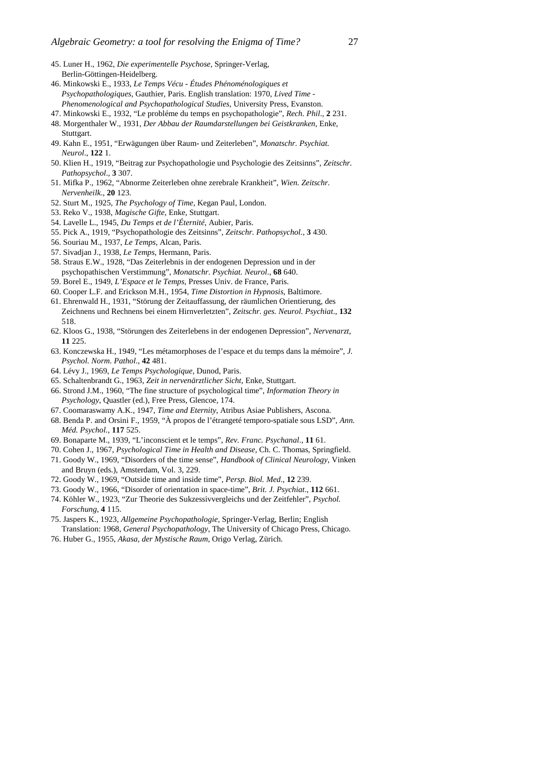45. Luner H., 1962, *Die experimentelle Psychose*, Springer-Verlag, Berlin-Göttingen-Heidelberg.
46. Minkowski E., 1933, *Le Temps Vécu - Études Phénoménologiques et Psychopathologiques*, Gauthier, Paris. English translation: 1970, *Lived Time - Phenomenological and Psychopathological Studies*, University Press, Evanston.
47. Minkowski E., 1932, "Le probléme du temps en psychopathologie", *Rech. Phil*., **2** 231.
48. Morgenthaler W., 1931, *Der Abbau der Raumdarstellungen bei Geistkranken*, Enke, Stuttgart.
49. Kahn E., 1951, "Erwägungen über Raum- und Zeiterleben", *Monatschr. Psychiat. Neurol*., **122** 1.
50. Klien H., 1919, "Beitrag zur Psychopathologie und Psychologie des Zeitsinns", *Zeitschr. Pathopsychol*., **3** 307.
51. Mifka P., 1962, "Abnorme Zeiterleben ohne zerebrale Krankheit", *Wien. Zeitschr. Nervenheilk*., **20** 123.
52. Sturt M., 1925, *The Psychology of Time*, Kegan Paul, London.
53. Reko V., 1938, *Magische Gifte*, Enke, Stuttgart.
54. Lavelle L., 1945, *Du Temps et de l'Éternité*, Aubier, Paris.
55. Pick A., 1919, "Psychopathologie des Zeitsinns", *Zeitschr. Pathopsychol*., **3** 430.
56. Souriau M., 1937, *Le Temps*, Alcan, Paris.
57. Sivadjan J., 1938, *Le Temps*, Hermann, Paris.
58. Straus E.W., 1928, "Das Zeiterlebnis in der endogenen Depression und in der psychopathischen Verstimmung", *Monatschr. Psychiat. Neurol*., **68** 640.
59. Borel E., 1949, *L'Espace et le Temps*, Presses Univ. de France, Paris.
60. Cooper L.F. and Erickson M.H., 1954, *Time Distortion in Hypnosis*, Baltimore.
61. Ehrenwald H., 1931, "Störung der Zeitauffassung, der räumlichen Orientierung, des Zeichnens und Rechnens bei einem Hirnverletzten", *Zeitschr. ges. Neurol. Psychiat*., **132** 518.
62. Kloos G., 1938, "Störungen des Zeiterlebens in der endogenen Depression", *Nervenarzt*, **11** 225.
63. Konczewska H., 1949, "Les métamorphoses de l'espace et du temps dans la mémoire", *J. Psychol. Norm. Pathol*., **42** 481.
64. Lévy J., 1969, *Le Temps Psychologique*, Dunod, Paris.
65. Schaltenbrandt G., 1963, *Zeit in nervenärztlicher Sicht*, Enke, Stuttgart.
66. Strond J.M., 1960, "The fine structure of psychological time", *Information Theory in Psychology*, Quastler (ed.), Free Press, Glencoe, 174.
67. Coomaraswamy A.K., 1947, *Time and Eternity*, Atribus Asiae Publishers, Ascona.
68. Benda P. and Orsini F., 1959, "À propos de l'étrangeté temporo-spatiale sous LSD", *Ann. Méd. Psychol.*, **117** 525.
69. Bonaparte M., 1939, "L'inconscient et le temps", *Rev. Franc. Psychanal*., **11** 61.
70. Cohen J., 1967, *Psychological Time in Health and Disease*, Ch. C. Thomas, Springfield.
71. Goody W., 1969, "Disorders of the time sense", *Handbook of Clinical Neurology*, Vinken and Bruyn (eds.), Amsterdam, Vol. 3, 229.
72. Goody W., 1969, "Outside time and inside time", *Persp. Biol. Med*., **12** 239.
73. Goody W., 1966, "Disorder of orientation in space-time", *Brit. J. Psychiat*., **112** 661.
74. Köhler W., 1923, "Zur Theorie des Sukzessivvergleichs und der Zeitfehler", *Psychol. Forschung*, **4** 115.
75. Jaspers K., 1923, *Allgemeine Psychopathologie*, Springer-Verlag, Berlin; English Translation: 1968, *General Psychopathology*, The University of Chicago Press, Chicago.
76. Huber G., 1955, *Akasa, der Mystische Raum*, Origo Verlag, Zürich.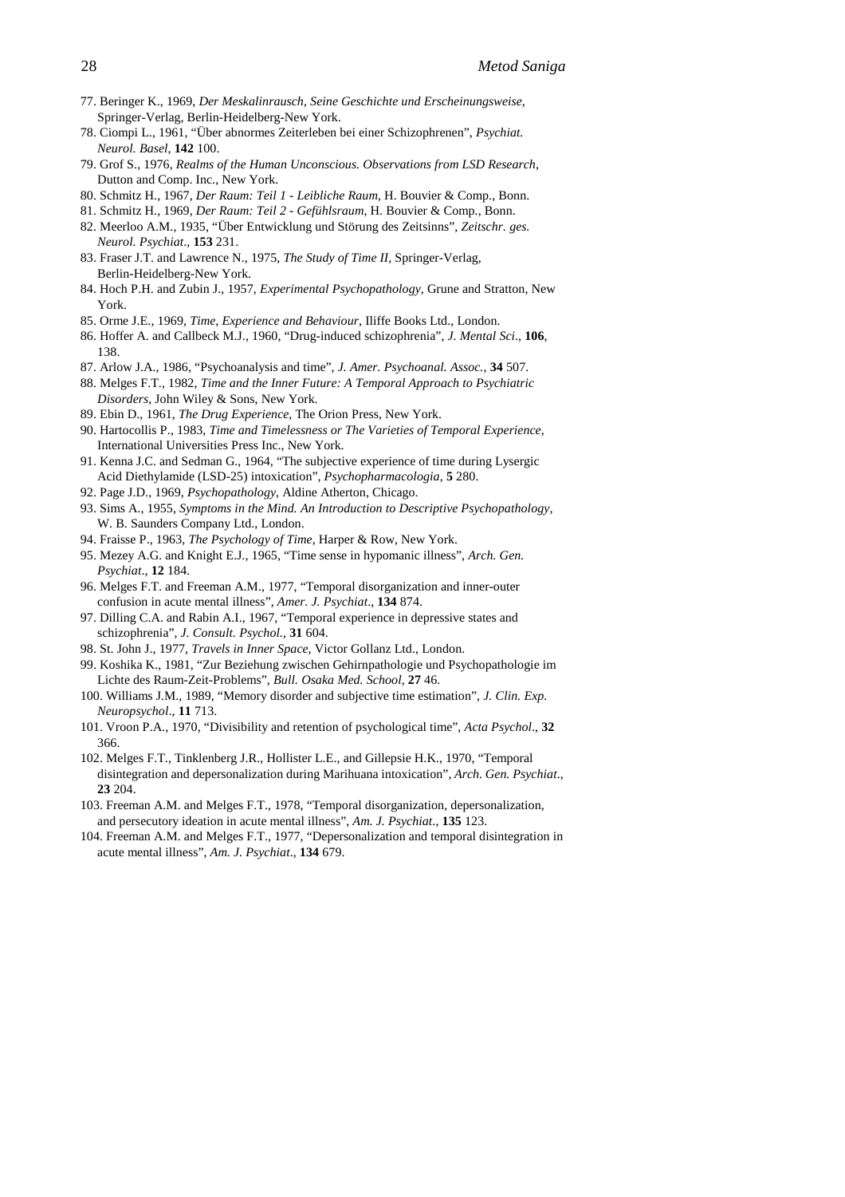77. Beringer K., 1969, *Der Meskalinrausch, Seine Geschichte und Erscheinungsweise*, Springer-Verlag, Berlin-Heidelberg-New York.
78. Ciompi L., 1961, "Über abnormes Zeiterleben bei einer Schizophrenen", *Psychiat. Neurol. Basel*, **142** 100.
79. Grof S., 1976, *Realms of the Human Unconscious. Observations from LSD Research*, Dutton and Comp. Inc., New York.
80. Schmitz H., 1967, *Der Raum: Teil 1 - Leibliche Raum*, H. Bouvier & Comp., Bonn.
81. Schmitz H., 1969, *Der Raum: Teil 2 - Gefühlsraum*, H. Bouvier & Comp., Bonn.
82. Meerloo A.M., 1935, "Über Entwicklung und Störung des Zeitsinns", *Zeitschr. ges. Neurol. Psychiat*., **153** 231.
83. Fraser J.T. and Lawrence N., 1975, *The Study of Time II*, Springer-Verlag, Berlin-Heidelberg-New York.
84. Hoch P.H. and Zubin J., 1957, *Experimental Psychopathology*, Grune and Stratton, New York.
85. Orme J.E., 1969, *Time, Experience and Behaviour*, Iliffe Books Ltd., London.
86. Hoffer A. and Callbeck M.J., 1960, "Drug-induced schizophrenia", *J. Mental Sci*., **106**, 138.
87. Arlow J.A., 1986, "Psychoanalysis and time", *J. Amer. Psychoanal. Assoc.*, **34** 507.
88. Melges F.T., 1982, *Time and the Inner Future: A Temporal Approach to Psychiatric Disorders*, John Wiley & Sons, New York.
89. Ebin D., 1961, *The Drug Experience*, The Orion Press, New York.
90. Hartocollis P., 1983, *Time and Timelessness or The Varieties of Temporal Experience*, International Universities Press Inc., New York.
91. Kenna J.C. and Sedman G., 1964, "The subjective experience of time during Lysergic Acid Diethylamide (LSD-25) intoxication", *Psychopharmacologia*, **5** 280.
92. Page J.D., 1969, *Psychopathology*, Aldine Atherton, Chicago.
93. Sims A., 1955, *Symptoms in the Mind. An Introduction to Descriptive Psychopathology*, W. B. Saunders Company Ltd., London.
94. Fraisse P., 1963, *The Psychology of Time*, Harper & Row, New York.
95. Mezey A.G. and Knight E.J., 1965, "Time sense in hypomanic illness", *Arch. Gen. Psychiat*., **12** 184.
96. Melges F.T. and Freeman A.M., 1977, "Temporal disorganization and inner-outer confusion in acute mental illness", *Amer. J. Psychiat*., **134** 874.
97. Dilling C.A. and Rabin A.I., 1967, "Temporal experience in depressive states and schizophrenia", *J. Consult. Psychol.*, **31** 604.
98. St. John J., 1977, *Travels in Inner Space*, Victor Gollanz Ltd., London.
99. Koshika K., 1981, "Zur Beziehung zwischen Gehirnpathologie und Psychopathologie im Lichte des Raum-Zeit-Problems", *Bull. Osaka Med. School*, **27** 46.
100. Williams J.M., 1989, "Memory disorder and subjective time estimation", *J. Clin. Exp. Neuropsychol*., **11** 713.
101. Vroon P.A., 1970, "Divisibility and retention of psychological time", *Acta Psychol*., **32** 366.
102. Melges F.T., Tinklenberg J.R., Hollister L.E., and Gillepsie H.K., 1970, "Temporal disintegration and depersonalization during Marihuana intoxication", *Arch. Gen. Psychiat*., **23** 204.
103. Freeman A.M. and Melges F.T., 1978, "Temporal disorganization, depersonalization, and persecutory ideation in acute mental illness", *Am. J. Psychiat*., **135** 123.
104. Freeman A.M. and Melges F.T., 1977, "Depersonalization and temporal disintegration in acute mental illness", *Am. J. Psychiat*., **134** 679.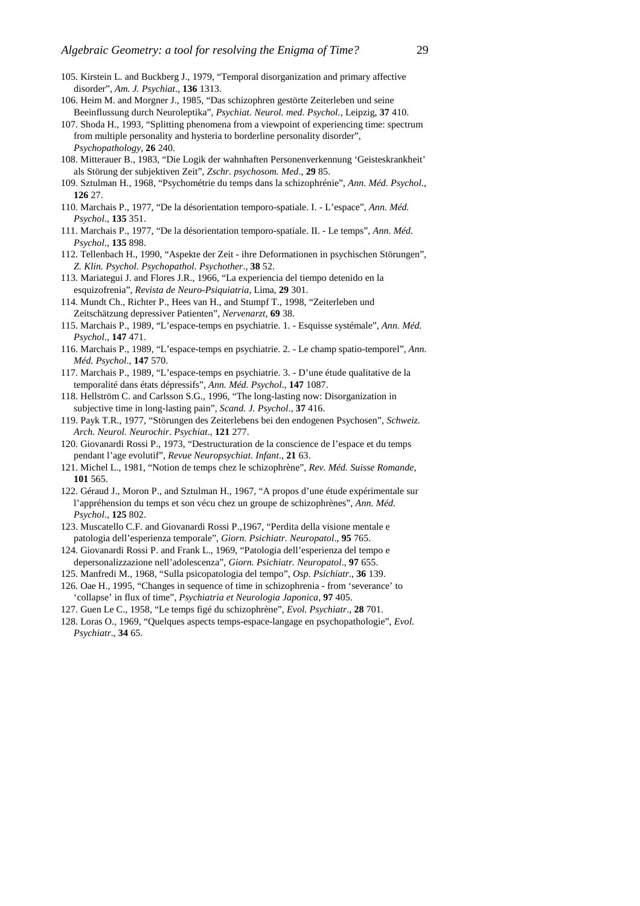105. Kirstein L. and Buckberg J., 1979, “Temporal disorganization and primary affective disorder”, *Am. J. Psychiat*., **136** 1313.

106. Heim M. and Morgner J., 1985, “Das schizophren gestörte Zeiterleben und seine Beeinflussung durch Neuroleptika”, *Psychiat. Neurol. med. Psychol.*, Leipzig, **37** 410.

107. Shoda H., 1993, “Splitting phenomena from a viewpoint of experiencing time: spectrum from multiple personality and hysteria to borderline personality disorder”, *Psychopathology*, **26** 240.

108. Mitterauer B., 1983, “Die Logik der wahnhaften Personenverkennung ‘Geisteskrankheit’ als Störung der subjektiven Zeit”, *Zschr. psychosom. Med*., **29** 85.

109. Sztulman H., 1968, “Psychométrie du temps dans la schizophrénie”, *Ann. Méd. Psychol*., **126** 27.

110. Marchais P., 1977, “De la désorientation temporo-spatiale. I. - L’espace”, *Ann. Méd. Psychol*., **135** 351.

111. Marchais P., 1977, “De la désorientation temporo-spatiale. II. - Le temps”, *Ann. Méd. Psychol*., **135** 898.

112. Tellenbach H., 1990, “Aspekte der Zeit - ihre Deformationen in psychischen Störungen”, *Z. Klin. Psychol. Psychopathol. Psychother*., **38** 52.

113. Mariategui J. and Flores J.R., 1966, “La experiencia del tiempo detenido en la esquizofrenia”, *Revista de Neuro-Psiquiatria*, Lima, **29** 301.

114. Mundt Ch., Richter P., Hees van H., and Stumpf T., 1998, “Zeiterleben und Zeitschätzung depressiver Patienten”, *Nervenarzt*, **69** 38.

115. Marchais P., 1989, “L’espace-temps en psychiatrie. 1. - Esquisse systémale”, *Ann. Méd. Psychol*., **147** 471.

116. Marchais P., 1989, “L’espace-temps en psychiatrie. 2. - Le champ spatio-temporel”, *Ann. Méd. Psychol*., **147** 570.

117. Marchais P., 1989, “L’espace-temps en psychiatrie. 3. - D’une étude qualitative de la temporalité dans états dépressifs”, *Ann. Méd. Psychol*., **147** 1087.

118. Hellström C. and Carlsson S.G., 1996, “The long-lasting now: Disorganization in subjective time in long-lasting pain”, *Scand. J. Psychol*., **37** 416.

119. Payk T.R., 1977, “Störungen des Zeiterlebens bei den endogenen Psychosen”, *Schweiz. Arch. Neurol. Neurochir. Psychiat*., **121** 277.

120. Giovanardi Rossi P., 1973, “Destructuration de la conscience de l’espace et du temps pendant l’age evolutif”, *Revue Neuropsychiat. Infant*., **21** 63.

121. Michel L., 1981, “Notion de temps chez le schizophrène”, *Rev. Méd. Suisse Romande*, **101** 565.

122. Géraud J., Moron P., and Sztulman H., 1967, “A propos d’une étude expérimentale sur l’appréhension du temps et son vécu chez un groupe de schizophrènes”, *Ann. Méd. Psychol*., **125** 802.

123. Muscatello C.F. and Giovanardi Rossi P.,1967, “Perdita della visione mentale e patologia dell’esperienza temporale”, *Giorn. Psichiatr. Neuropatol*., **95** 765.

124. Giovanardi Rossi P. and Frank L., 1969, “Patologia dell’esperienza del tempo e depersonalizzazione nell’adolescenza”, *Giorn. Psichiatr. Neuropatol*., **97** 655.

125. Manfredi M., 1968, “Sulla psicopatologia del tempo”, *Osp. Psichiatr*., **36** 139.

126. Oae H., 1995, “Changes in sequence of time in schizophrenia - from ‘severance’ to ‘collapse’ in flux of time”, *Psychiatria et Neurologia Japonica*, **97** 405.

127. Guen Le C., 1958, “Le temps figé du schizophrène”, *Evol. Psychiatr*., **28** 701.

128. Loras O., 1969, “Quelques aspects temps-espace-langage en psychopathologie”, *Evol. Psychiatr*., **34** 65.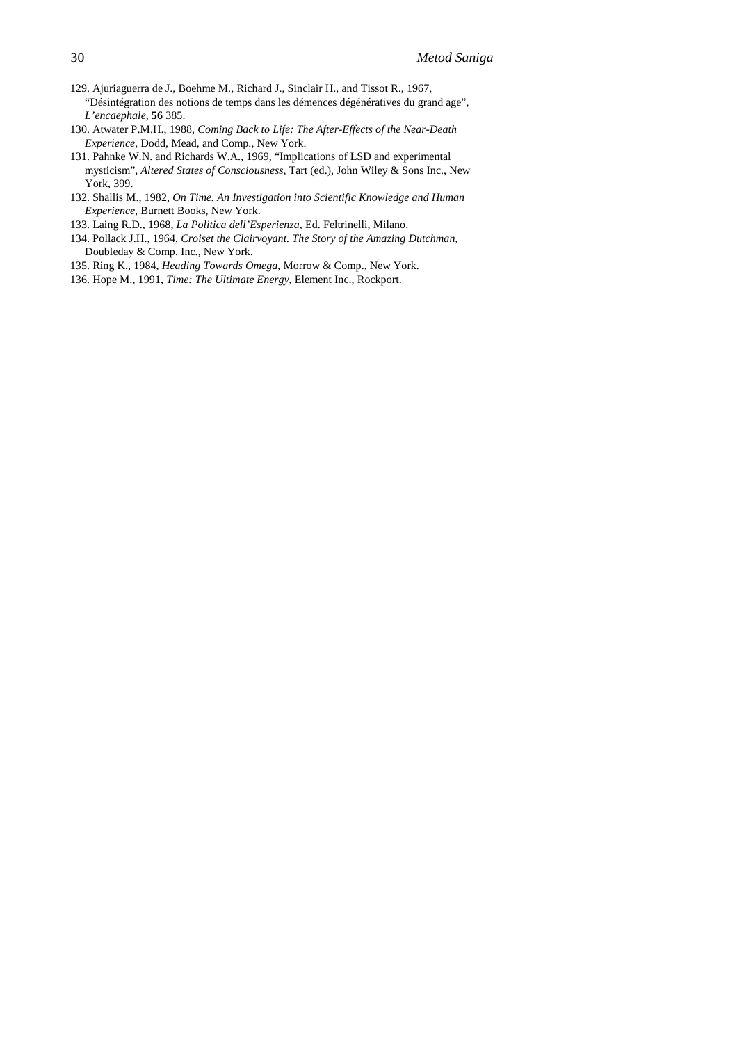129. Ajuriaguerra de J., Boehme M., Richard J., Sinclair H., and Tissot R., 1967, “Désintégration des notions de temps dans les démences dégénératives du grand age”, *L’encaephale*, **56** 385.
130. Atwater P.M.H., 1988, *Coming Back to Life: The After-Effects of the Near-Death Experience*, Dodd, Mead, and Comp., New York.
131. Pahnke W.N. and Richards W.A., 1969, “Implications of LSD and experimental mysticism”, *Altered States of Consciousness*, Tart (ed.), John Wiley & Sons Inc., New York, 399.
132. Shallis M., 1982, *On Time. An Investigation into Scientific Knowledge and Human Experience*, Burnett Books, New York.
133. Laing R.D., 1968, *La Politica dell’Esperienza*, Ed. Feltrinelli, Milano.
134. Pollack J.H., 1964, *Croiset the Clairvoyant. The Story of the Amazing Dutchman*, Doubleday & Comp. Inc., New York.
135. Ring K., 1984, *Heading Towards Omega*, Morrow & Comp., New York.
136. Hope M., 1991, *Time: The Ultimate Energy*, Element Inc., Rockport.